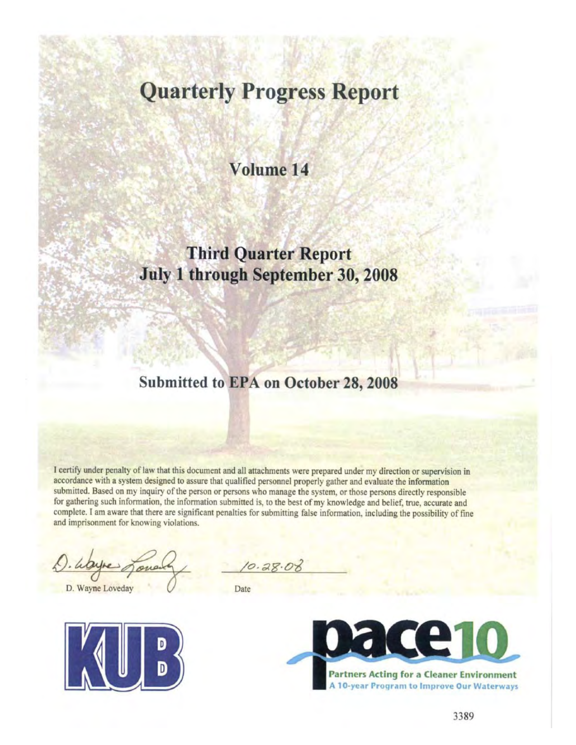# Quarterly Progress Report

## Volume 14

## Third Quarter Report
## July 1 through September 30, 2008

## Submitted to EPA on October 28, 2008

I certify under penalty of law that this document and all attachments were prepared under my direction or supervision in accordance with a system designed to assure that qualified personnel properly gather and evaluate the information submitted. Based on my inquiry of the person or persons who manage the system, or those persons directly responsible for gathering such information, the information submitted is, to the best of my knowledge and belief, true, accurate and complete. I am aware that there are significant penalties for submitting false information, including the possibility of fine and imprisonment for knowing violations.

D. Wayne Loveday — 10.28.08

D. Wayne Loveday | Date

KUB

pace10
Partners Acting for a Cleaner Environment
A 10-year Program to Improve Our Waterways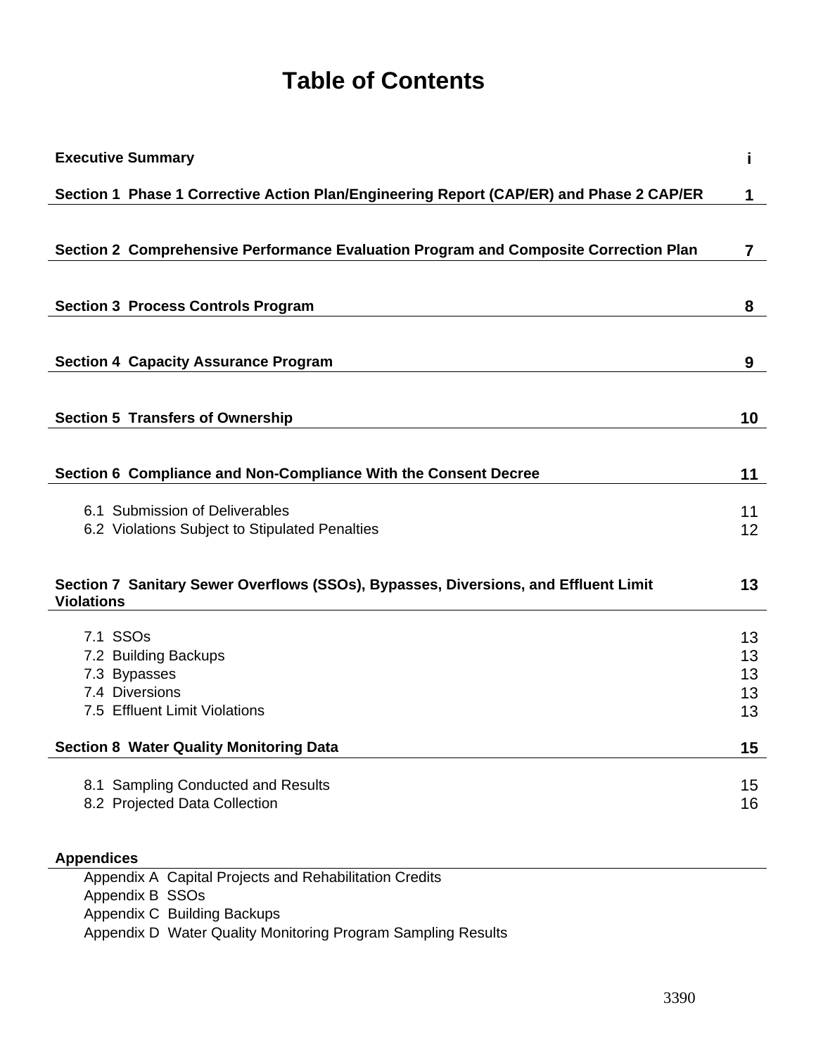# Table of Contents

| | |
|---|---|
| **Executive Summary** | **i** |
| **Section 1 Phase 1 Corrective Action Plan/Engineering Report (CAP/ER) and Phase 2 CAP/ER** | **1** |
| **Section 2 Comprehensive Performance Evaluation Program and Composite Correction Plan** | **7** |
| **Section 3 Process Controls Program** | **8** |
| **Section 4 Capacity Assurance Program** | **9** |
| **Section 5 Transfers of Ownership** | **10** |
| **Section 6 Compliance and Non-Compliance With the Consent Decree** | **11** |
| 6.1 Submission of Deliverables | 11 |
| 6.2 Violations Subject to Stipulated Penalties | 12 |
| **Section 7 Sanitary Sewer Overflows (SSOs), Bypasses, Diversions, and Effluent Limit Violations** | **13** |
| 7.1 SSOs | 13 |
| 7.2 Building Backups | 13 |
| 7.3 Bypasses | 13 |
| 7.4 Diversions | 13 |
| 7.5 Effluent Limit Violations | 13 |
| **Section 8 Water Quality Monitoring Data** | **15** |
| 8.1 Sampling Conducted and Results | 15 |
| 8.2 Projected Data Collection | 16 |

**Appendices**

- Appendix A Capital Projects and Rehabilitation Credits
- Appendix B SSOs
- Appendix C Building Backups
- Appendix D Water Quality Monitoring Program Sampling Results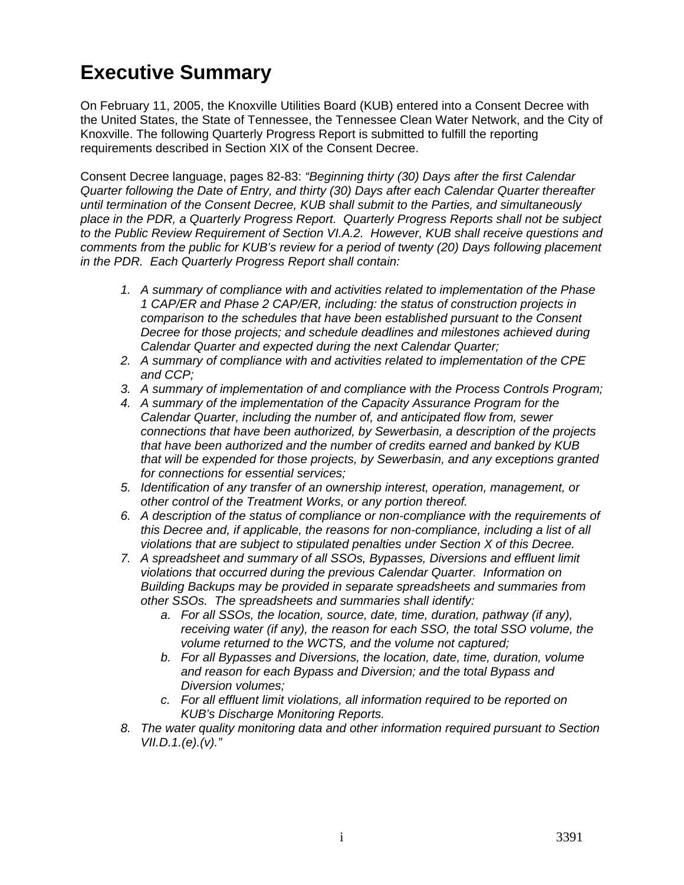# Executive Summary

On February 11, 2005, the Knoxville Utilities Board (KUB) entered into a Consent Decree with the United States, the State of Tennessee, the Tennessee Clean Water Network, and the City of Knoxville. The following Quarterly Progress Report is submitted to fulfill the reporting requirements described in Section XIX of the Consent Decree.

Consent Decree language, pages 82-83: *"Beginning thirty (30) Days after the first Calendar Quarter following the Date of Entry, and thirty (30) Days after each Calendar Quarter thereafter until termination of the Consent Decree, KUB shall submit to the Parties, and simultaneously place in the PDR, a Quarterly Progress Report. Quarterly Progress Reports shall not be subject to the Public Review Requirement of Section VI.A.2. However, KUB shall receive questions and comments from the public for KUB's review for a period of twenty (20) Days following placement in the PDR. Each Quarterly Progress Report shall contain:*

1. *A summary of compliance with and activities related to implementation of the Phase 1 CAP/ER and Phase 2 CAP/ER, including: the status of construction projects in comparison to the schedules that have been established pursuant to the Consent Decree for those projects; and schedule deadlines and milestones achieved during Calendar Quarter and expected during the next Calendar Quarter;*
2. *A summary of compliance with and activities related to implementation of the CPE and CCP;*
3. *A summary of implementation of and compliance with the Process Controls Program;*
4. *A summary of the implementation of the Capacity Assurance Program for the Calendar Quarter, including the number of, and anticipated flow from, sewer connections that have been authorized, by Sewerbasin, a description of the projects that have been authorized and the number of credits earned and banked by KUB that will be expended for those projects, by Sewerbasin, and any exceptions granted for connections for essential services;*
5. *Identification of any transfer of an ownership interest, operation, management, or other control of the Treatment Works, or any portion thereof.*
6. *A description of the status of compliance or non-compliance with the requirements of this Decree and, if applicable, the reasons for non-compliance, including a list of all violations that are subject to stipulated penalties under Section X of this Decree.*
7. *A spreadsheet and summary of all SSOs, Bypasses, Diversions and effluent limit violations that occurred during the previous Calendar Quarter. Information on Building Backups may be provided in separate spreadsheets and summaries from other SSOs. The spreadsheets and summaries shall identify:*
   a. *For all SSOs, the location, source, date, time, duration, pathway (if any), receiving water (if any), the reason for each SSO, the total SSO volume, the volume returned to the WCTS, and the volume not captured;*
   b. *For all Bypasses and Diversions, the location, date, time, duration, volume and reason for each Bypass and Diversion; and the total Bypass and Diversion volumes;*
   c. *For all effluent limit violations, all information required to be reported on KUB's Discharge Monitoring Reports.*
8. *The water quality monitoring data and other information required pursuant to Section VII.D.1.(e).(v)."*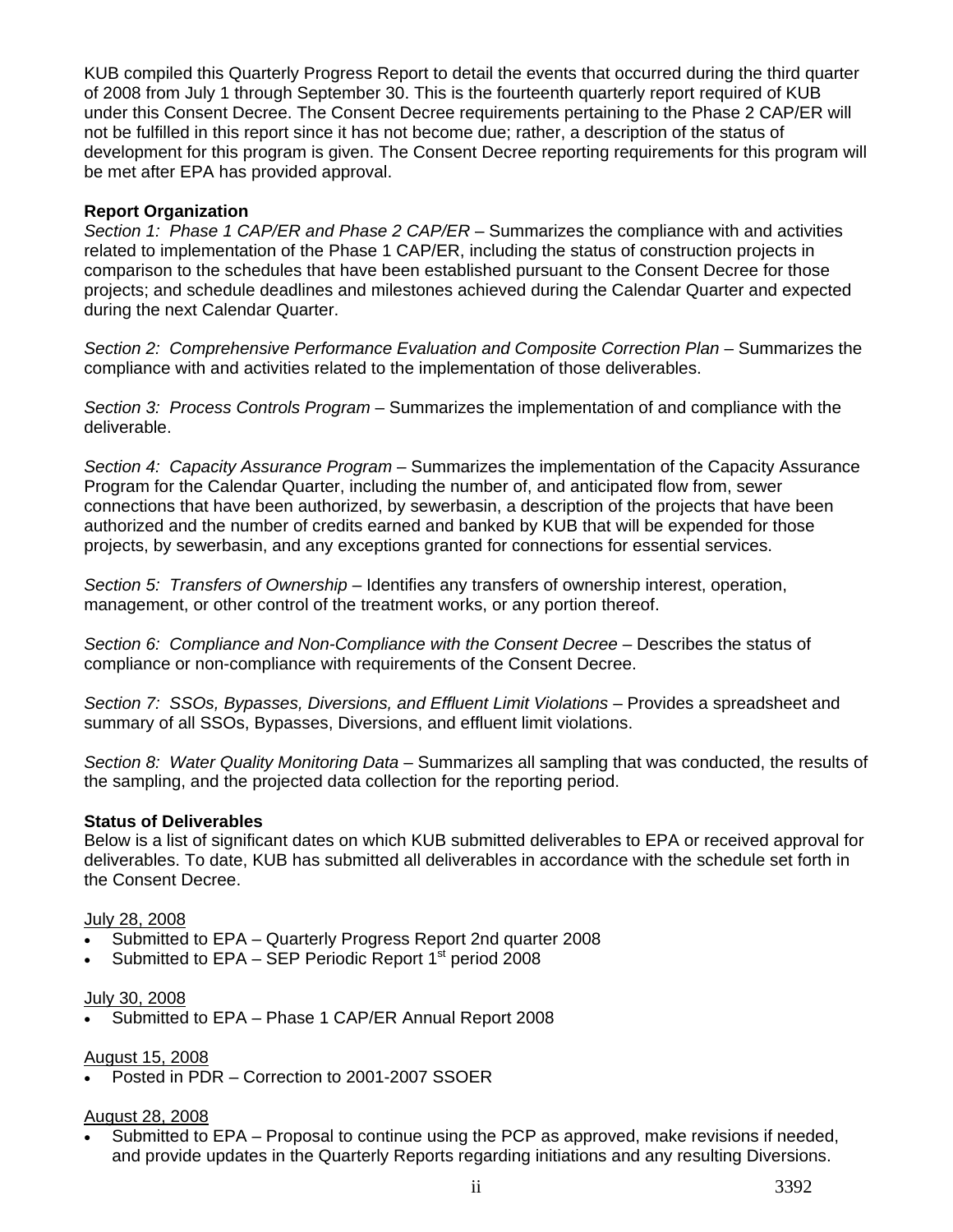KUB compiled this Quarterly Progress Report to detail the events that occurred during the third quarter of 2008 from July 1 through September 30. This is the fourteenth quarterly report required of KUB under this Consent Decree. The Consent Decree requirements pertaining to the Phase 2 CAP/ER will not be fulfilled in this report since it has not become due; rather, a description of the status of development for this program is given. The Consent Decree reporting requirements for this program will be met after EPA has provided approval.

**Report Organization**

*Section 1: Phase 1 CAP/ER and Phase 2 CAP/ER* – Summarizes the compliance with and activities related to implementation of the Phase 1 CAP/ER, including the status of construction projects in comparison to the schedules that have been established pursuant to the Consent Decree for those projects; and schedule deadlines and milestones achieved during the Calendar Quarter and expected during the next Calendar Quarter.

*Section 2: Comprehensive Performance Evaluation and Composite Correction Plan* – Summarizes the compliance with and activities related to the implementation of those deliverables.

*Section 3: Process Controls Program* – Summarizes the implementation of and compliance with the deliverable.

*Section 4: Capacity Assurance Program* – Summarizes the implementation of the Capacity Assurance Program for the Calendar Quarter, including the number of, and anticipated flow from, sewer connections that have been authorized, by sewerbasin, a description of the projects that have been authorized and the number of credits earned and banked by KUB that will be expended for those projects, by sewerbasin, and any exceptions granted for connections for essential services.

*Section 5: Transfers of Ownership* – Identifies any transfers of ownership interest, operation, management, or other control of the treatment works, or any portion thereof.

*Section 6: Compliance and Non-Compliance with the Consent Decree* – Describes the status of compliance or non-compliance with requirements of the Consent Decree.

*Section 7: SSOs, Bypasses, Diversions, and Effluent Limit Violations* – Provides a spreadsheet and summary of all SSOs, Bypasses, Diversions, and effluent limit violations.

*Section 8: Water Quality Monitoring Data* – Summarizes all sampling that was conducted, the results of the sampling, and the projected data collection for the reporting period.

**Status of Deliverables**

Below is a list of significant dates on which KUB submitted deliverables to EPA or received approval for deliverables. To date, KUB has submitted all deliverables in accordance with the schedule set forth in the Consent Decree.

July 28, 2008

- Submitted to EPA – Quarterly Progress Report 2nd quarter 2008
- Submitted to EPA – SEP Periodic Report 1st period 2008

July 30, 2008

- Submitted to EPA – Phase 1 CAP/ER Annual Report 2008

August 15, 2008

- Posted in PDR – Correction to 2001-2007 SSOER

August 28, 2008

- Submitted to EPA – Proposal to continue using the PCP as approved, make revisions if needed, and provide updates in the Quarterly Reports regarding initiations and any resulting Diversions.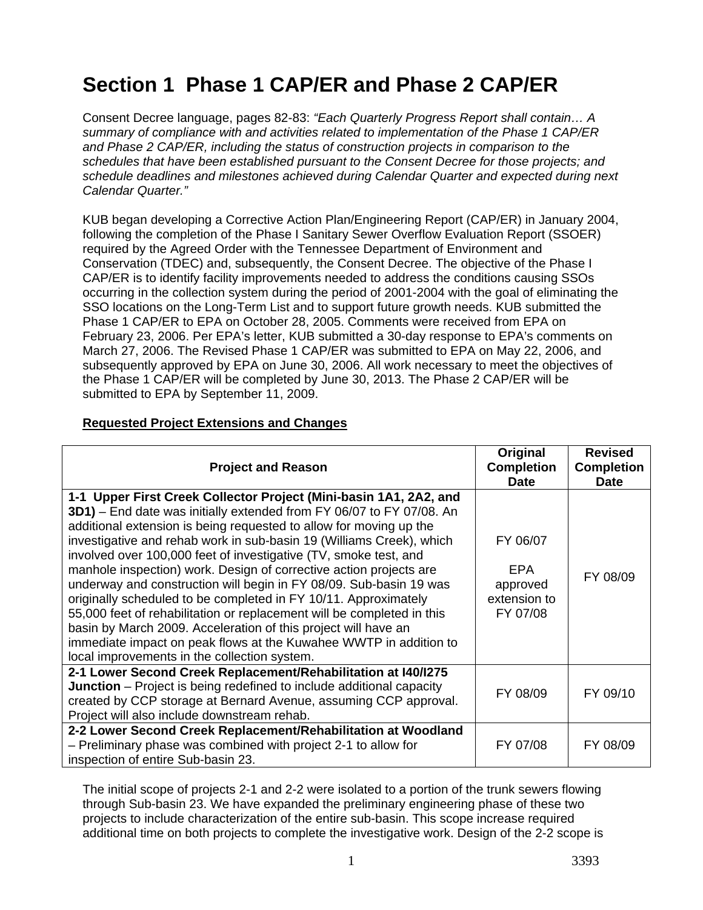# Section 1 Phase 1 CAP/ER and Phase 2 CAP/ER

Consent Decree language, pages 82-83: *"Each Quarterly Progress Report shall contain… A summary of compliance with and activities related to implementation of the Phase 1 CAP/ER and Phase 2 CAP/ER, including the status of construction projects in comparison to the schedules that have been established pursuant to the Consent Decree for those projects; and schedule deadlines and milestones achieved during Calendar Quarter and expected during next Calendar Quarter."*

KUB began developing a Corrective Action Plan/Engineering Report (CAP/ER) in January 2004, following the completion of the Phase I Sanitary Sewer Overflow Evaluation Report (SSOER) required by the Agreed Order with the Tennessee Department of Environment and Conservation (TDEC) and, subsequently, the Consent Decree. The objective of the Phase I CAP/ER is to identify facility improvements needed to address the conditions causing SSOs occurring in the collection system during the period of 2001-2004 with the goal of eliminating the SSO locations on the Long-Term List and to support future growth needs. KUB submitted the Phase 1 CAP/ER to EPA on October 28, 2005. Comments were received from EPA on February 23, 2006. Per EPA's letter, KUB submitted a 30-day response to EPA's comments on March 27, 2006. The Revised Phase 1 CAP/ER was submitted to EPA on May 22, 2006, and subsequently approved by EPA on June 30, 2006. All work necessary to meet the objectives of the Phase 1 CAP/ER will be completed by June 30, 2013. The Phase 2 CAP/ER will be submitted to EPA by September 11, 2009.

**Requested Project Extensions and Changes**

| Project and Reason | Original Completion Date | Revised Completion Date |
|---|---|---|
| **1-1 Upper First Creek Collector Project (Mini-basin 1A1, 2A2, and 3D1)** – End date was initially extended from FY 06/07 to FY 07/08. An additional extension is being requested to allow for moving up the investigative and rehab work in sub-basin 19 (Williams Creek), which involved over 100,000 feet of investigative (TV, smoke test, and manhole inspection) work. Design of corrective action projects are underway and construction will begin in FY 08/09. Sub-basin 19 was originally scheduled to be completed in FY 10/11. Approximately 55,000 feet of rehabilitation or replacement will be completed in this basin by March 2009. Acceleration of this project will have an immediate impact on peak flows at the Kuwahee WWTP in addition to local improvements in the collection system. | FY 06/07<br>EPA approved extension to FY 07/08 | FY 08/09 |
| **2-1 Lower Second Creek Replacement/Rehabilitation at I40/I275 Junction** – Project is being redefined to include additional capacity created by CCP storage at Bernard Avenue, assuming CCP approval. Project will also include downstream rehab. | FY 08/09 | FY 09/10 |
| **2-2 Lower Second Creek Replacement/Rehabilitation at Woodland** – Preliminary phase was combined with project 2-1 to allow for inspection of entire Sub-basin 23. | FY 07/08 | FY 08/09 |

The initial scope of projects 2-1 and 2-2 were isolated to a portion of the trunk sewers flowing through Sub-basin 23. We have expanded the preliminary engineering phase of these two projects to include characterization of the entire sub-basin. This scope increase required additional time on both projects to complete the investigative work. Design of the 2-2 scope is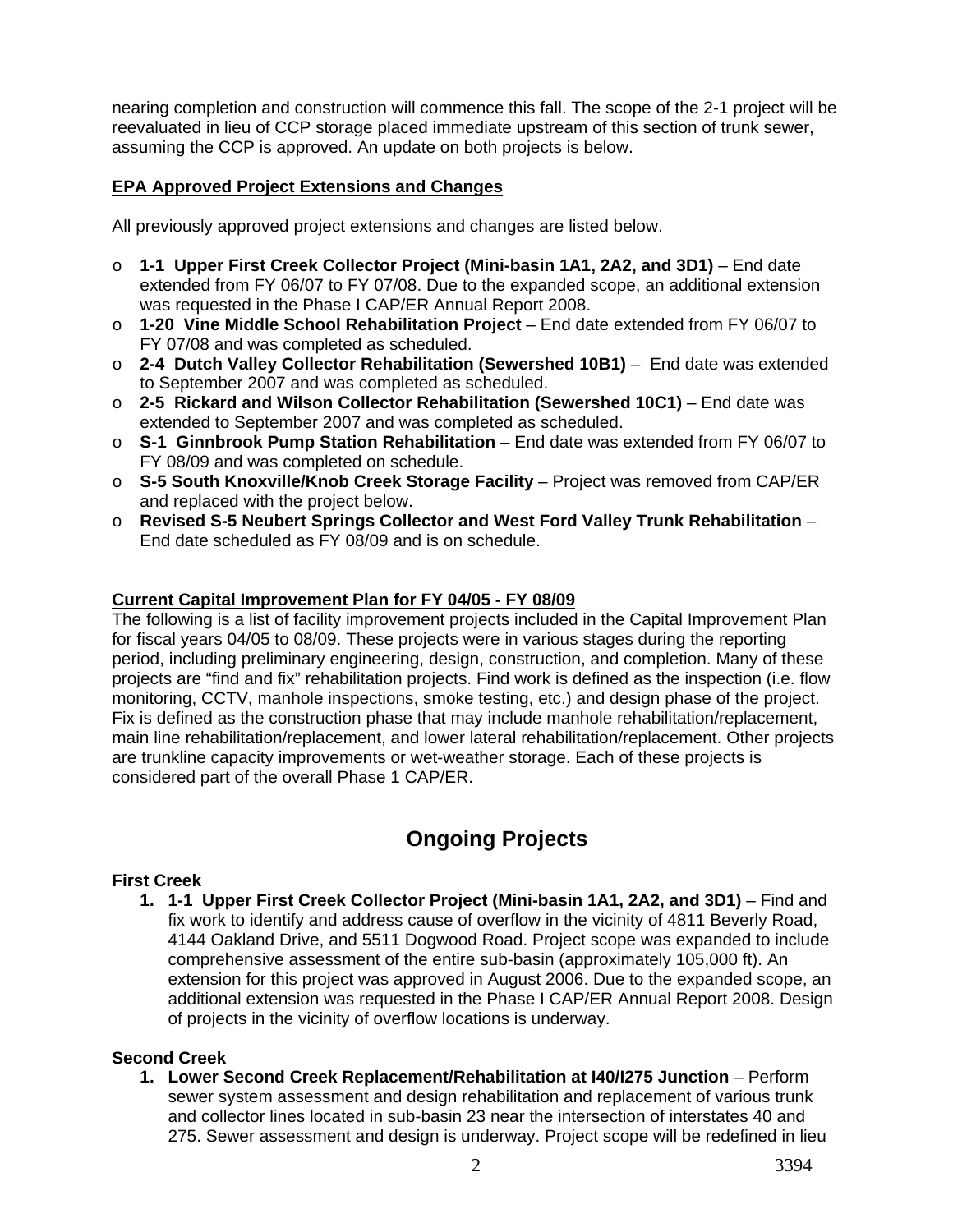nearing completion and construction will commence this fall. The scope of the 2-1 project will be reevaluated in lieu of CCP storage placed immediate upstream of this section of trunk sewer, assuming the CCP is approved. An update on both projects is below.

**EPA Approved Project Extensions and Changes**

All previously approved project extensions and changes are listed below.

- **1-1 Upper First Creek Collector Project (Mini-basin 1A1, 2A2, and 3D1)** – End date extended from FY 06/07 to FY 07/08. Due to the expanded scope, an additional extension was requested in the Phase I CAP/ER Annual Report 2008.
- **1-20 Vine Middle School Rehabilitation Project** – End date extended from FY 06/07 to FY 07/08 and was completed as scheduled.
- **2-4 Dutch Valley Collector Rehabilitation (Sewershed 10B1)** – End date was extended to September 2007 and was completed as scheduled.
- **2-5 Rickard and Wilson Collector Rehabilitation (Sewershed 10C1)** – End date was extended to September 2007 and was completed as scheduled.
- **S-1 Ginnbrook Pump Station Rehabilitation** – End date was extended from FY 06/07 to FY 08/09 and was completed on schedule.
- **S-5 South Knoxville/Knob Creek Storage Facility** – Project was removed from CAP/ER and replaced with the project below.
- **Revised S-5 Neubert Springs Collector and West Ford Valley Trunk Rehabilitation** – End date scheduled as FY 08/09 and is on schedule.

**Current Capital Improvement Plan for FY 04/05 - FY 08/09**

The following is a list of facility improvement projects included in the Capital Improvement Plan for fiscal years 04/05 to 08/09. These projects were in various stages during the reporting period, including preliminary engineering, design, construction, and completion. Many of these projects are "find and fix" rehabilitation projects. Find work is defined as the inspection (i.e. flow monitoring, CCTV, manhole inspections, smoke testing, etc.) and design phase of the project. Fix is defined as the construction phase that may include manhole rehabilitation/replacement, main line rehabilitation/replacement, and lower lateral rehabilitation/replacement. Other projects are trunkline capacity improvements or wet-weather storage. Each of these projects is considered part of the overall Phase 1 CAP/ER.

## Ongoing Projects

**First Creek**

1. **1-1 Upper First Creek Collector Project (Mini-basin 1A1, 2A2, and 3D1)** – Find and fix work to identify and address cause of overflow in the vicinity of 4811 Beverly Road, 4144 Oakland Drive, and 5511 Dogwood Road. Project scope was expanded to include comprehensive assessment of the entire sub-basin (approximately 105,000 ft). An extension for this project was approved in August 2006. Due to the expanded scope, an additional extension was requested in the Phase I CAP/ER Annual Report 2008. Design of projects in the vicinity of overflow locations is underway.

**Second Creek**

1. **Lower Second Creek Replacement/Rehabilitation at I40/I275 Junction** – Perform sewer system assessment and design rehabilitation and replacement of various trunk and collector lines located in sub-basin 23 near the intersection of interstates 40 and 275. Sewer assessment and design is underway. Project scope will be redefined in lieu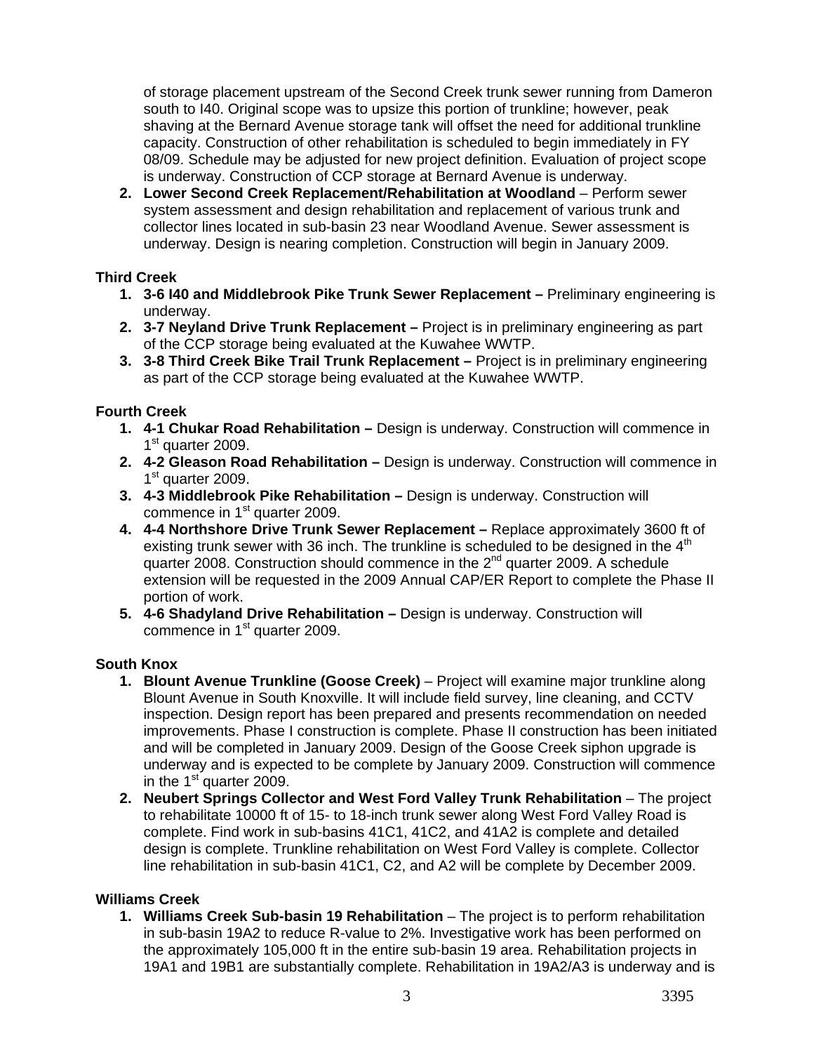of storage placement upstream of the Second Creek trunk sewer running from Dameron south to I40. Original scope was to upsize this portion of trunkline; however, peak shaving at the Bernard Avenue storage tank will offset the need for additional trunkline capacity. Construction of other rehabilitation is scheduled to begin immediately in FY 08/09. Schedule may be adjusted for new project definition. Evaluation of project scope is underway. Construction of CCP storage at Bernard Avenue is underway.

2. **Lower Second Creek Replacement/Rehabilitation at Woodland** – Perform sewer system assessment and design rehabilitation and replacement of various trunk and collector lines located in sub-basin 23 near Woodland Avenue. Sewer assessment is underway. Design is nearing completion. Construction will begin in January 2009.

**Third Creek**

1. **3-6 I40 and Middlebrook Pike Trunk Sewer Replacement –** Preliminary engineering is underway.
2. **3-7 Neyland Drive Trunk Replacement –** Project is in preliminary engineering as part of the CCP storage being evaluated at the Kuwahee WWTP.
3. **3-8 Third Creek Bike Trail Trunk Replacement –** Project is in preliminary engineering as part of the CCP storage being evaluated at the Kuwahee WWTP.

**Fourth Creek**

1. **4-1 Chukar Road Rehabilitation –** Design is underway. Construction will commence in 1st quarter 2009.
2. **4-2 Gleason Road Rehabilitation –** Design is underway. Construction will commence in 1st quarter 2009.
3. **4-3 Middlebrook Pike Rehabilitation –** Design is underway. Construction will commence in 1st quarter 2009.
4. **4-4 Northshore Drive Trunk Sewer Replacement –** Replace approximately 3600 ft of existing trunk sewer with 36 inch. The trunkline is scheduled to be designed in the 4th quarter 2008. Construction should commence in the 2nd quarter 2009. A schedule extension will be requested in the 2009 Annual CAP/ER Report to complete the Phase II portion of work.
5. **4-6 Shadyland Drive Rehabilitation –** Design is underway. Construction will commence in 1st quarter 2009.

**South Knox**

1. **Blount Avenue Trunkline (Goose Creek)** – Project will examine major trunkline along Blount Avenue in South Knoxville. It will include field survey, line cleaning, and CCTV inspection. Design report has been prepared and presents recommendation on needed improvements. Phase I construction is complete. Phase II construction has been initiated and will be completed in January 2009. Design of the Goose Creek siphon upgrade is underway and is expected to be complete by January 2009. Construction will commence in the 1st quarter 2009.
2. **Neubert Springs Collector and West Ford Valley Trunk Rehabilitation** – The project to rehabilitate 10000 ft of 15- to 18-inch trunk sewer along West Ford Valley Road is complete. Find work in sub-basins 41C1, 41C2, and 41A2 is complete and detailed design is complete. Trunkline rehabilitation on West Ford Valley is complete. Collector line rehabilitation in sub-basin 41C1, C2, and A2 will be complete by December 2009.

**Williams Creek**

1. **Williams Creek Sub-basin 19 Rehabilitation** – The project is to perform rehabilitation in sub-basin 19A2 to reduce R-value to 2%. Investigative work has been performed on the approximately 105,000 ft in the entire sub-basin 19 area. Rehabilitation projects in 19A1 and 19B1 are substantially complete. Rehabilitation in 19A2/A3 is underway and is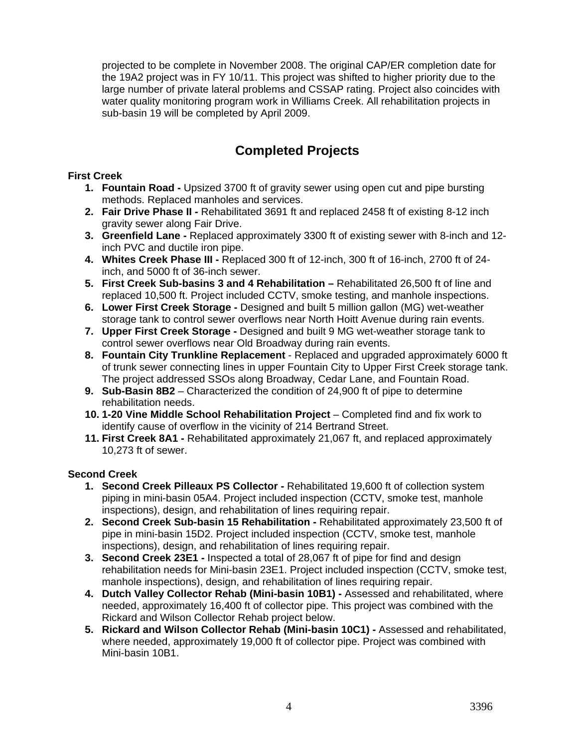projected to be complete in November 2008. The original CAP/ER completion date for the 19A2 project was in FY 10/11. This project was shifted to higher priority due to the large number of private lateral problems and CSSAP rating. Project also coincides with water quality monitoring program work in Williams Creek. All rehabilitation projects in sub-basin 19 will be completed by April 2009.

## Completed Projects

**First Creek**

1. **Fountain Road -** Upsized 3700 ft of gravity sewer using open cut and pipe bursting methods. Replaced manholes and services.
2. **Fair Drive Phase II -** Rehabilitated 3691 ft and replaced 2458 ft of existing 8-12 inch gravity sewer along Fair Drive.
3. **Greenfield Lane -** Replaced approximately 3300 ft of existing sewer with 8-inch and 12-inch PVC and ductile iron pipe.
4. **Whites Creek Phase III -** Replaced 300 ft of 12-inch, 300 ft of 16-inch, 2700 ft of 24-inch, and 5000 ft of 36-inch sewer.
5. **First Creek Sub-basins 3 and 4 Rehabilitation –** Rehabilitated 26,500 ft of line and replaced 10,500 ft. Project included CCTV, smoke testing, and manhole inspections.
6. **Lower First Creek Storage -** Designed and built 5 million gallon (MG) wet-weather storage tank to control sewer overflows near North Hoitt Avenue during rain events.
7. **Upper First Creek Storage -** Designed and built 9 MG wet-weather storage tank to control sewer overflows near Old Broadway during rain events.
8. **Fountain City Trunkline Replacement** - Replaced and upgraded approximately 6000 ft of trunk sewer connecting lines in upper Fountain City to Upper First Creek storage tank. The project addressed SSOs along Broadway, Cedar Lane, and Fountain Road.
9. **Sub-Basin 8B2** – Characterized the condition of 24,900 ft of pipe to determine rehabilitation needs.
10. **1-20 Vine Middle School Rehabilitation Project** – Completed find and fix work to identify cause of overflow in the vicinity of 214 Bertrand Street.
11. **First Creek 8A1 -** Rehabilitated approximately 21,067 ft, and replaced approximately 10,273 ft of sewer.

**Second Creek**

1. **Second Creek Pilleaux PS Collector -** Rehabilitated 19,600 ft of collection system piping in mini-basin 05A4. Project included inspection (CCTV, smoke test, manhole inspections), design, and rehabilitation of lines requiring repair.
2. **Second Creek Sub-basin 15 Rehabilitation -** Rehabilitated approximately 23,500 ft of pipe in mini-basin 15D2. Project included inspection (CCTV, smoke test, manhole inspections), design, and rehabilitation of lines requiring repair.
3. **Second Creek 23E1 -** Inspected a total of 28,067 ft of pipe for find and design rehabilitation needs for Mini-basin 23E1. Project included inspection (CCTV, smoke test, manhole inspections), design, and rehabilitation of lines requiring repair.
4. **Dutch Valley Collector Rehab (Mini-basin 10B1) -** Assessed and rehabilitated, where needed, approximately 16,400 ft of collector pipe. This project was combined with the Rickard and Wilson Collector Rehab project below.
5. **Rickard and Wilson Collector Rehab (Mini-basin 10C1) -** Assessed and rehabilitated, where needed, approximately 19,000 ft of collector pipe. Project was combined with Mini-basin 10B1.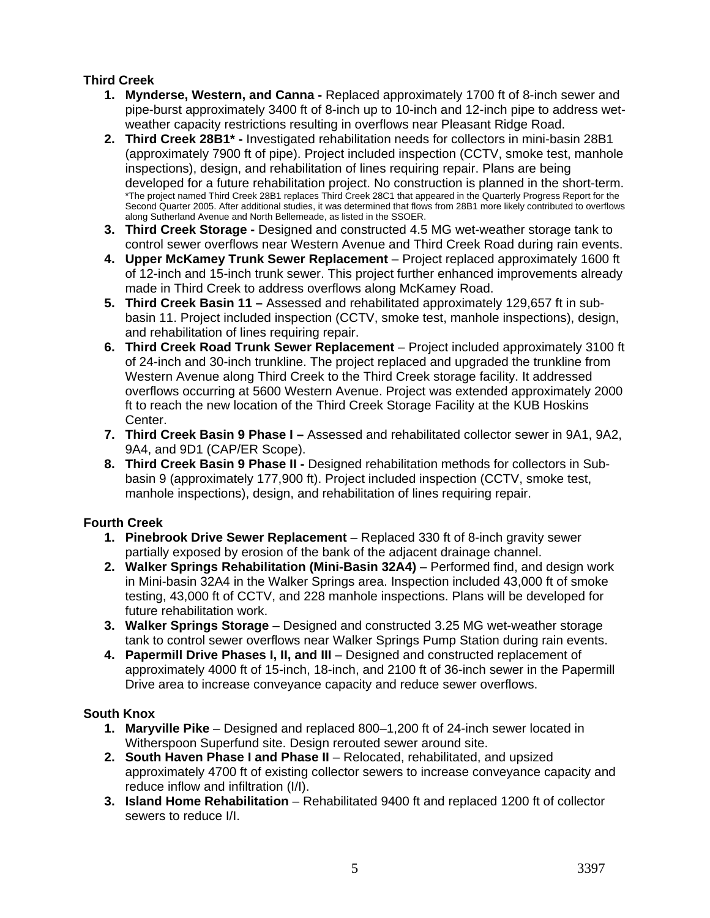**Third Creek**

1. **Mynderse, Western, and Canna -** Replaced approximately 1700 ft of 8-inch sewer and pipe-burst approximately 3400 ft of 8-inch up to 10-inch and 12-inch pipe to address wet-weather capacity restrictions resulting in overflows near Pleasant Ridge Road.
2. **Third Creek 28B1* -** Investigated rehabilitation needs for collectors in mini-basin 28B1 (approximately 7900 ft of pipe). Project included inspection (CCTV, smoke test, manhole inspections), design, and rehabilitation of lines requiring repair. Plans are being developed for a future rehabilitation project. No construction is planned in the short-term.
   *The project named Third Creek 28B1 replaces Third Creek 28C1 that appeared in the Quarterly Progress Report for the Second Quarter 2005. After additional studies, it was determined that flows from 28B1 more likely contributed to overflows along Sutherland Avenue and North Bellemeade, as listed in the SSOER.
3. **Third Creek Storage -** Designed and constructed 4.5 MG wet-weather storage tank to control sewer overflows near Western Avenue and Third Creek Road during rain events.
4. **Upper McKamey Trunk Sewer Replacement** – Project replaced approximately 1600 ft of 12-inch and 15-inch trunk sewer. This project further enhanced improvements already made in Third Creek to address overflows along McKamey Road.
5. **Third Creek Basin 11 –** Assessed and rehabilitated approximately 129,657 ft in sub-basin 11. Project included inspection (CCTV, smoke test, manhole inspections), design, and rehabilitation of lines requiring repair.
6. **Third Creek Road Trunk Sewer Replacement** – Project included approximately 3100 ft of 24-inch and 30-inch trunkline. The project replaced and upgraded the trunkline from Western Avenue along Third Creek to the Third Creek storage facility. It addressed overflows occurring at 5600 Western Avenue. Project was extended approximately 2000 ft to reach the new location of the Third Creek Storage Facility at the KUB Hoskins Center.
7. **Third Creek Basin 9 Phase I –** Assessed and rehabilitated collector sewer in 9A1, 9A2, 9A4, and 9D1 (CAP/ER Scope).
8. **Third Creek Basin 9 Phase II -** Designed rehabilitation methods for collectors in Sub-basin 9 (approximately 177,900 ft). Project included inspection (CCTV, smoke test, manhole inspections), design, and rehabilitation of lines requiring repair.

**Fourth Creek**

1. **Pinebrook Drive Sewer Replacement** – Replaced 330 ft of 8-inch gravity sewer partially exposed by erosion of the bank of the adjacent drainage channel.
2. **Walker Springs Rehabilitation (Mini-Basin 32A4)** – Performed find, and design work in Mini-basin 32A4 in the Walker Springs area. Inspection included 43,000 ft of smoke testing, 43,000 ft of CCTV, and 228 manhole inspections. Plans will be developed for future rehabilitation work.
3. **Walker Springs Storage** – Designed and constructed 3.25 MG wet-weather storage tank to control sewer overflows near Walker Springs Pump Station during rain events.
4. **Papermill Drive Phases I, II, and III** – Designed and constructed replacement of approximately 4000 ft of 15-inch, 18-inch, and 2100 ft of 36-inch sewer in the Papermill Drive area to increase conveyance capacity and reduce sewer overflows.

**South Knox**

1. **Maryville Pike** – Designed and replaced 800–1,200 ft of 24-inch sewer located in Witherspoon Superfund site. Design rerouted sewer around site.
2. **South Haven Phase I and Phase II** – Relocated, rehabilitated, and upsized approximately 4700 ft of existing collector sewers to increase conveyance capacity and reduce inflow and infiltration (I/I).
3. **Island Home Rehabilitation** – Rehabilitated 9400 ft and replaced 1200 ft of collector sewers to reduce I/I.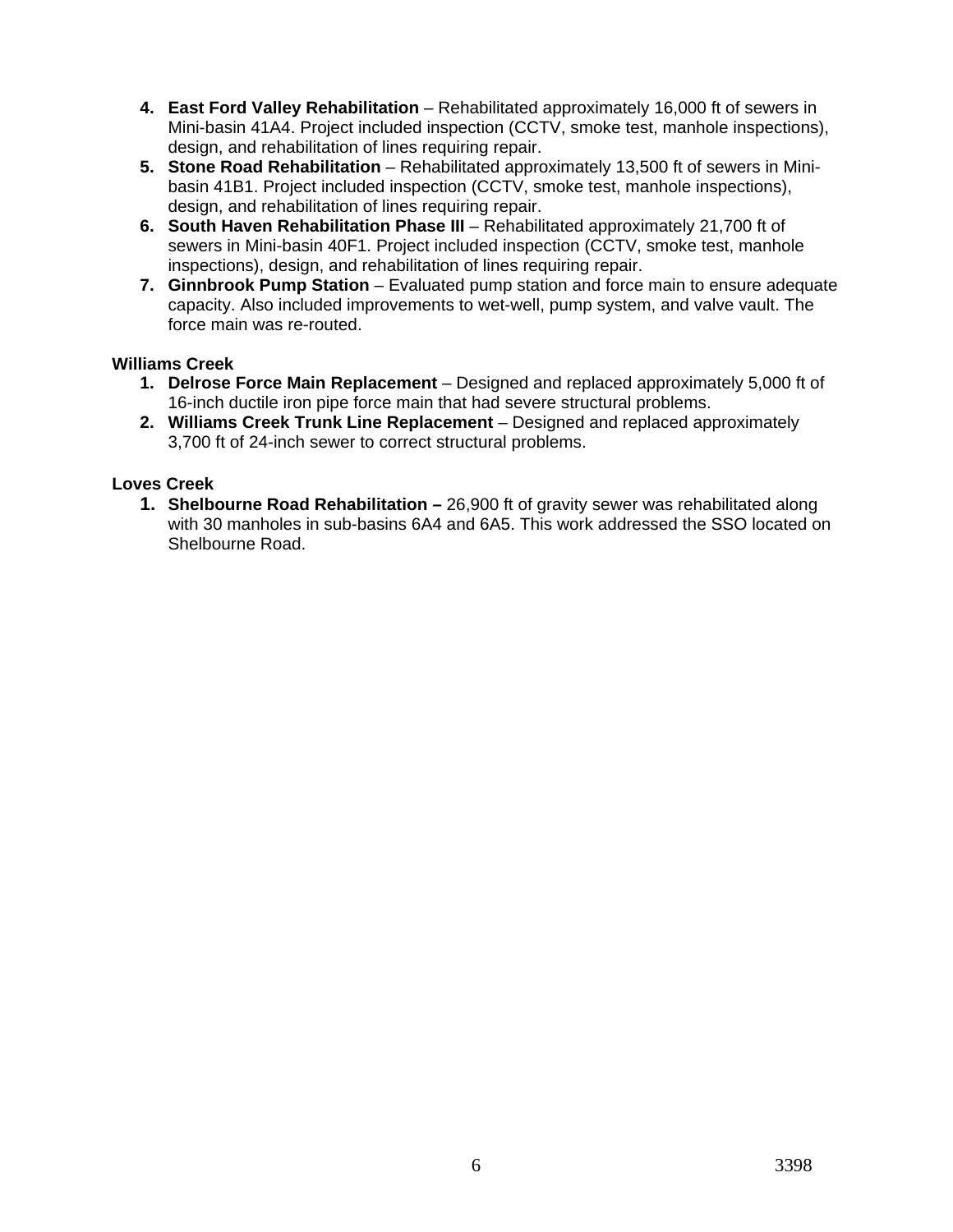4. **East Ford Valley Rehabilitation** – Rehabilitated approximately 16,000 ft of sewers in Mini-basin 41A4. Project included inspection (CCTV, smoke test, manhole inspections), design, and rehabilitation of lines requiring repair.
5. **Stone Road Rehabilitation** – Rehabilitated approximately 13,500 ft of sewers in Mini-basin 41B1. Project included inspection (CCTV, smoke test, manhole inspections), design, and rehabilitation of lines requiring repair.
6. **South Haven Rehabilitation Phase III** – Rehabilitated approximately 21,700 ft of sewers in Mini-basin 40F1. Project included inspection (CCTV, smoke test, manhole inspections), design, and rehabilitation of lines requiring repair.
7. **Ginnbrook Pump Station** – Evaluated pump station and force main to ensure adequate capacity. Also included improvements to wet-well, pump system, and valve vault. The force main was re-routed.

**Williams Creek**

1. **Delrose Force Main Replacement** – Designed and replaced approximately 5,000 ft of 16-inch ductile iron pipe force main that had severe structural problems.
2. **Williams Creek Trunk Line Replacement** – Designed and replaced approximately 3,700 ft of 24-inch sewer to correct structural problems.

**Loves Creek**

1. **Shelbourne Road Rehabilitation –** 26,900 ft of gravity sewer was rehabilitated along with 30 manholes in sub-basins 6A4 and 6A5. This work addressed the SSO located on Shelbourne Road.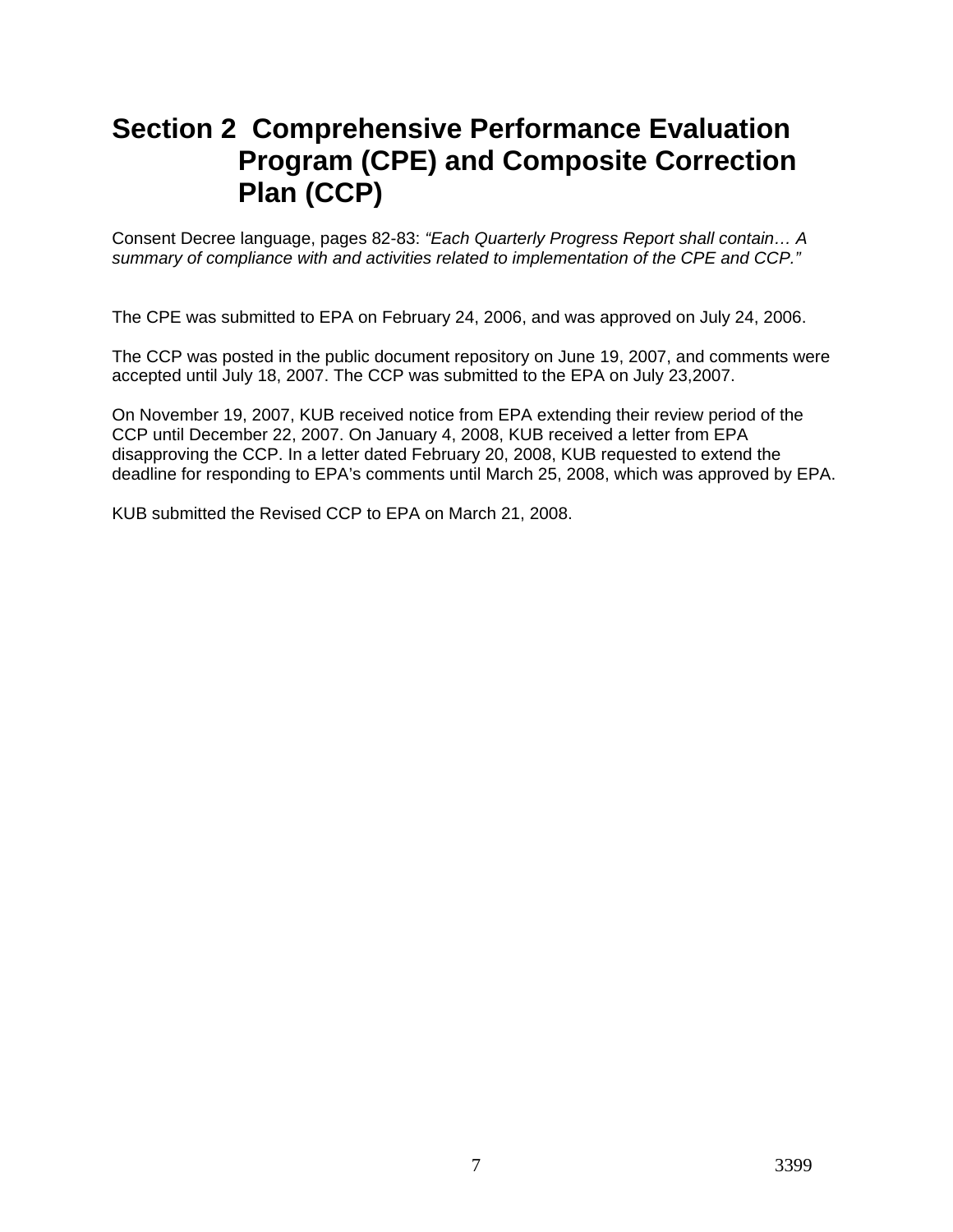# Section 2 Comprehensive Performance Evaluation Program (CPE) and Composite Correction Plan (CCP)

Consent Decree language, pages 82-83: *"Each Quarterly Progress Report shall contain… A summary of compliance with and activities related to implementation of the CPE and CCP."*

The CPE was submitted to EPA on February 24, 2006, and was approved on July 24, 2006.

The CCP was posted in the public document repository on June 19, 2007, and comments were accepted until July 18, 2007. The CCP was submitted to the EPA on July 23,2007.

On November 19, 2007, KUB received notice from EPA extending their review period of the CCP until December 22, 2007. On January 4, 2008, KUB received a letter from EPA disapproving the CCP. In a letter dated February 20, 2008, KUB requested to extend the deadline for responding to EPA's comments until March 25, 2008, which was approved by EPA.

KUB submitted the Revised CCP to EPA on March 21, 2008.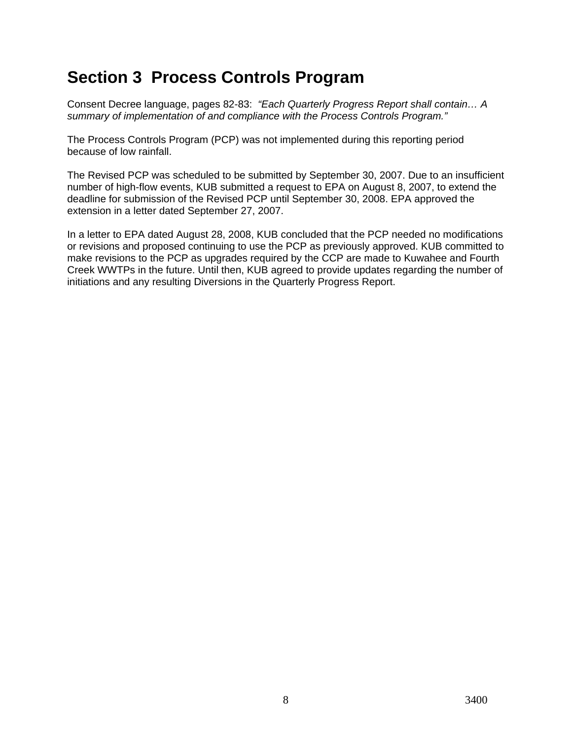# Section 3 Process Controls Program

Consent Decree language, pages 82-83: *"Each Quarterly Progress Report shall contain… A summary of implementation of and compliance with the Process Controls Program."*

The Process Controls Program (PCP) was not implemented during this reporting period because of low rainfall.

The Revised PCP was scheduled to be submitted by September 30, 2007. Due to an insufficient number of high-flow events, KUB submitted a request to EPA on August 8, 2007, to extend the deadline for submission of the Revised PCP until September 30, 2008. EPA approved the extension in a letter dated September 27, 2007.

In a letter to EPA dated August 28, 2008, KUB concluded that the PCP needed no modifications or revisions and proposed continuing to use the PCP as previously approved. KUB committed to make revisions to the PCP as upgrades required by the CCP are made to Kuwahee and Fourth Creek WWTPs in the future. Until then, KUB agreed to provide updates regarding the number of initiations and any resulting Diversions in the Quarterly Progress Report.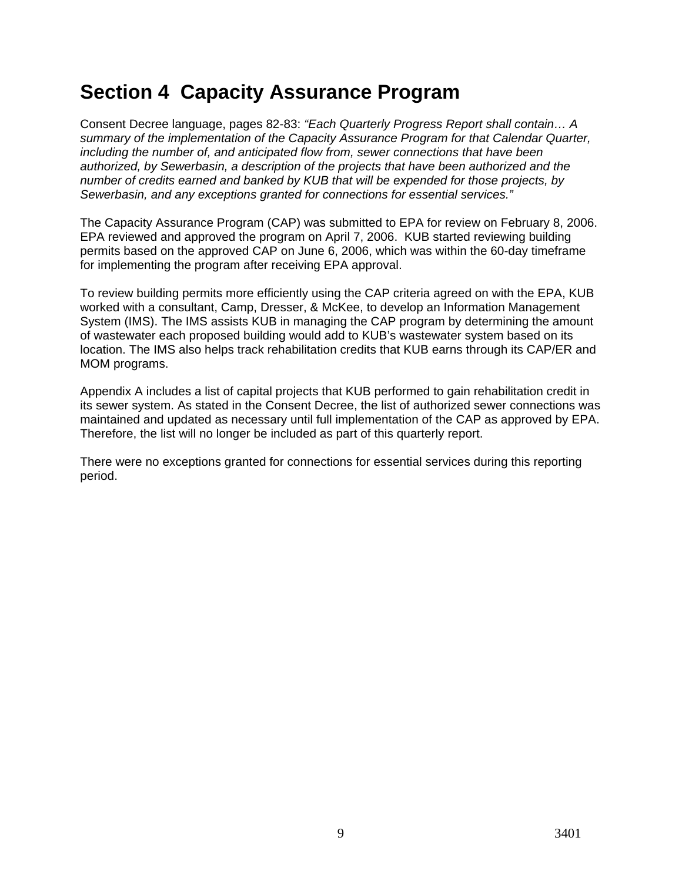# Section 4 Capacity Assurance Program

Consent Decree language, pages 82-83: *"Each Quarterly Progress Report shall contain… A summary of the implementation of the Capacity Assurance Program for that Calendar Quarter, including the number of, and anticipated flow from, sewer connections that have been authorized, by Sewerbasin, a description of the projects that have been authorized and the number of credits earned and banked by KUB that will be expended for those projects, by Sewerbasin, and any exceptions granted for connections for essential services."*

The Capacity Assurance Program (CAP) was submitted to EPA for review on February 8, 2006. EPA reviewed and approved the program on April 7, 2006. KUB started reviewing building permits based on the approved CAP on June 6, 2006, which was within the 60-day timeframe for implementing the program after receiving EPA approval.

To review building permits more efficiently using the CAP criteria agreed on with the EPA, KUB worked with a consultant, Camp, Dresser, & McKee, to develop an Information Management System (IMS). The IMS assists KUB in managing the CAP program by determining the amount of wastewater each proposed building would add to KUB's wastewater system based on its location. The IMS also helps track rehabilitation credits that KUB earns through its CAP/ER and MOM programs.

Appendix A includes a list of capital projects that KUB performed to gain rehabilitation credit in its sewer system. As stated in the Consent Decree, the list of authorized sewer connections was maintained and updated as necessary until full implementation of the CAP as approved by EPA. Therefore, the list will no longer be included as part of this quarterly report.

There were no exceptions granted for connections for essential services during this reporting period.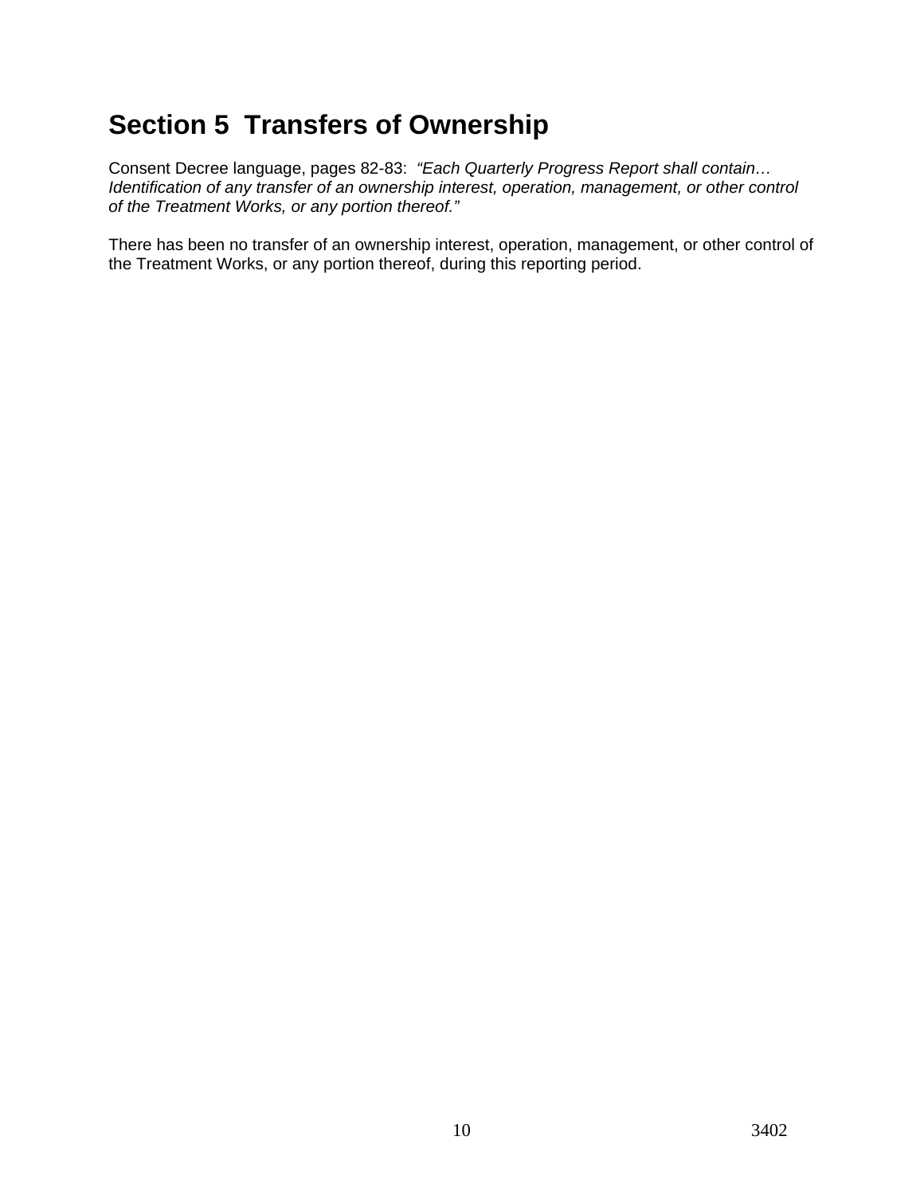# Section 5  Transfers of Ownership

Consent Decree language, pages 82-83:  *"Each Quarterly Progress Report shall contain… Identification of any transfer of an ownership interest, operation, management, or other control of the Treatment Works, or any portion thereof."*

There has been no transfer of an ownership interest, operation, management, or other control of the Treatment Works, or any portion thereof, during this reporting period.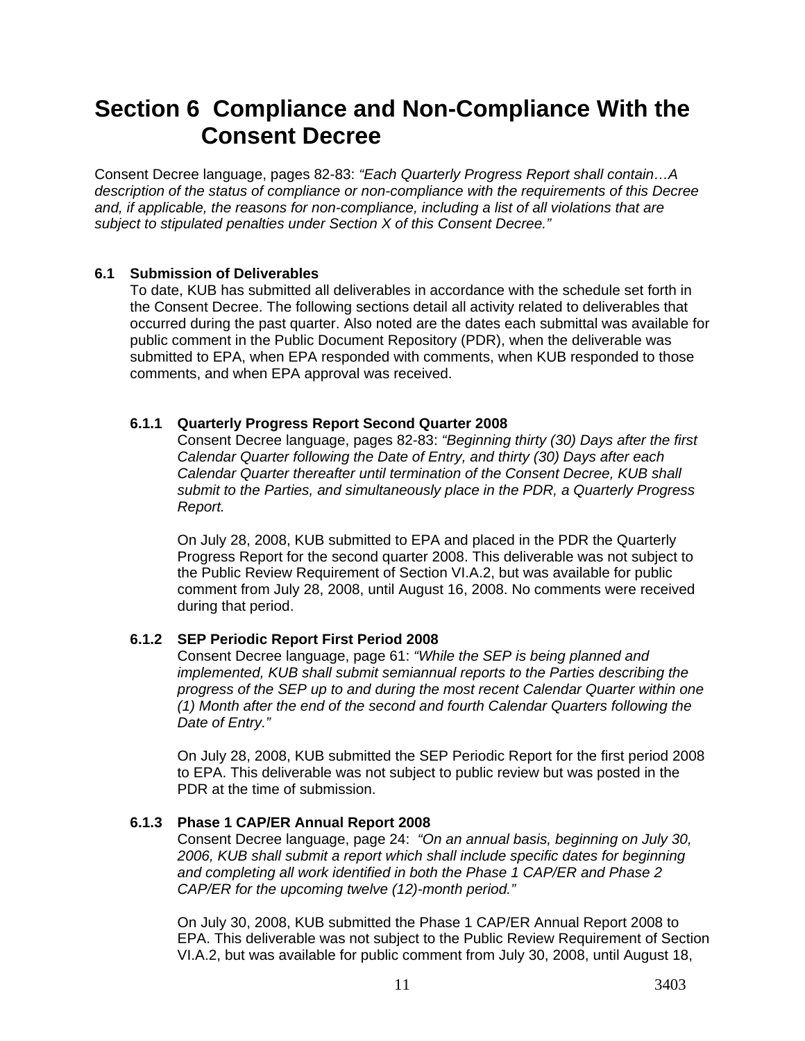# Section 6 Compliance and Non-Compliance With the Consent Decree

Consent Decree language, pages 82-83: *"Each Quarterly Progress Report shall contain…A description of the status of compliance or non-compliance with the requirements of this Decree and, if applicable, the reasons for non-compliance, including a list of all violations that are subject to stipulated penalties under Section X of this Consent Decree."*

## 6.1 Submission of Deliverables

To date, KUB has submitted all deliverables in accordance with the schedule set forth in the Consent Decree. The following sections detail all activity related to deliverables that occurred during the past quarter. Also noted are the dates each submittal was available for public comment in the Public Document Repository (PDR), when the deliverable was submitted to EPA, when EPA responded with comments, when KUB responded to those comments, and when EPA approval was received.

### 6.1.1 Quarterly Progress Report Second Quarter 2008

Consent Decree language, pages 82-83: *"Beginning thirty (30) Days after the first Calendar Quarter following the Date of Entry, and thirty (30) Days after each Calendar Quarter thereafter until termination of the Consent Decree, KUB shall submit to the Parties, and simultaneously place in the PDR, a Quarterly Progress Report.*

On July 28, 2008, KUB submitted to EPA and placed in the PDR the Quarterly Progress Report for the second quarter 2008. This deliverable was not subject to the Public Review Requirement of Section VI.A.2, but was available for public comment from July 28, 2008, until August 16, 2008. No comments were received during that period.

### 6.1.2 SEP Periodic Report First Period 2008

Consent Decree language, page 61: *"While the SEP is being planned and implemented, KUB shall submit semiannual reports to the Parties describing the progress of the SEP up to and during the most recent Calendar Quarter within one (1) Month after the end of the second and fourth Calendar Quarters following the Date of Entry."*

On July 28, 2008, KUB submitted the SEP Periodic Report for the first period 2008 to EPA. This deliverable was not subject to public review but was posted in the PDR at the time of submission.

### 6.1.3 Phase 1 CAP/ER Annual Report 2008

Consent Decree language, page 24: *"On an annual basis, beginning on July 30, 2006, KUB shall submit a report which shall include specific dates for beginning and completing all work identified in both the Phase 1 CAP/ER and Phase 2 CAP/ER for the upcoming twelve (12)-month period."*

On July 30, 2008, KUB submitted the Phase 1 CAP/ER Annual Report 2008 to EPA. This deliverable was not subject to the Public Review Requirement of Section VI.A.2, but was available for public comment from July 30, 2008, until August 18,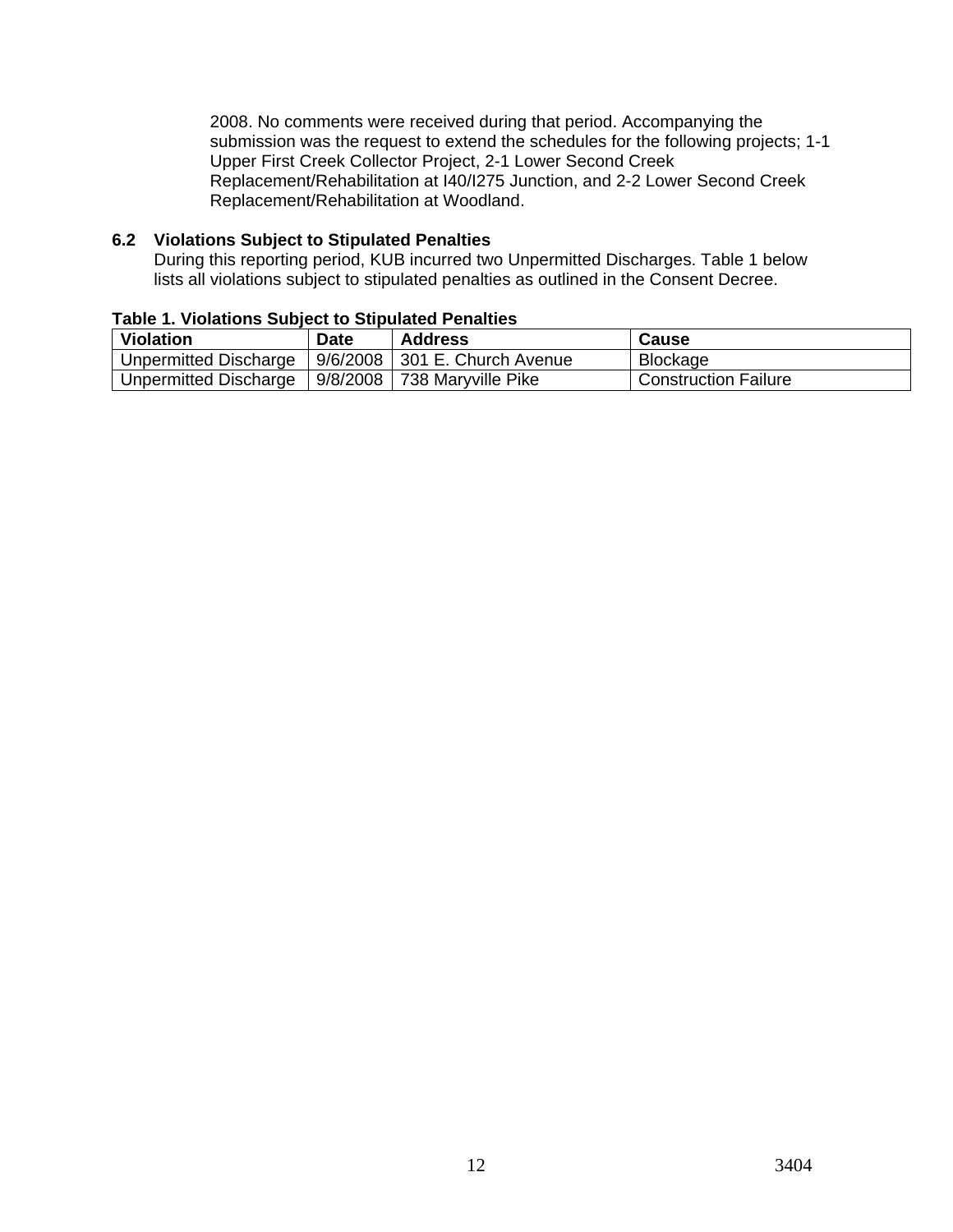2008. No comments were received during that period. Accompanying the submission was the request to extend the schedules for the following projects; 1-1 Upper First Creek Collector Project, 2-1 Lower Second Creek Replacement/Rehabilitation at I40/I275 Junction, and 2-2 Lower Second Creek Replacement/Rehabilitation at Woodland.

### 6.2 Violations Subject to Stipulated Penalties

During this reporting period, KUB incurred two Unpermitted Discharges. Table 1 below lists all violations subject to stipulated penalties as outlined in the Consent Decree.

**Table 1. Violations Subject to Stipulated Penalties**

| Violation | Date | Address | Cause |
|---|---|---|---|
| Unpermitted Discharge | 9/6/2008 | 301 E. Church Avenue | Blockage |
| Unpermitted Discharge | 9/8/2008 | 738 Maryville Pike | Construction Failure |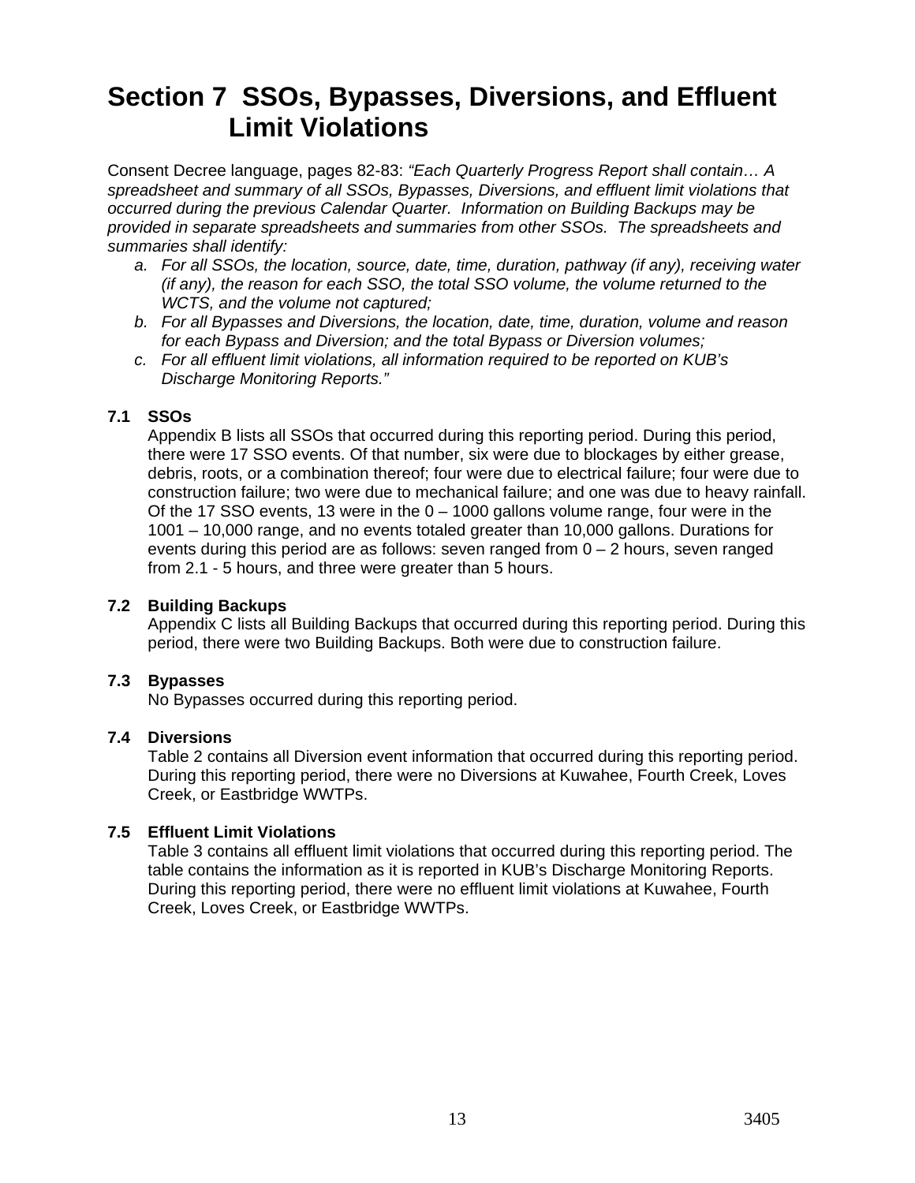# Section 7 SSOs, Bypasses, Diversions, and Effluent Limit Violations

Consent Decree language, pages 82-83: *"Each Quarterly Progress Report shall contain… A spreadsheet and summary of all SSOs, Bypasses, Diversions, and effluent limit violations that occurred during the previous Calendar Quarter. Information on Building Backups may be provided in separate spreadsheets and summaries from other SSOs. The spreadsheets and summaries shall identify:*

*a. For all SSOs, the location, source, date, time, duration, pathway (if any), receiving water (if any), the reason for each SSO, the total SSO volume, the volume returned to the WCTS, and the volume not captured;*

*b. For all Bypasses and Diversions, the location, date, time, duration, volume and reason for each Bypass and Diversion; and the total Bypass or Diversion volumes;*

*c. For all effluent limit violations, all information required to be reported on KUB's Discharge Monitoring Reports."*

### 7.1 SSOs

Appendix B lists all SSOs that occurred during this reporting period. During this period, there were 17 SSO events. Of that number, six were due to blockages by either grease, debris, roots, or a combination thereof; four were due to electrical failure; four were due to construction failure; two were due to mechanical failure; and one was due to heavy rainfall. Of the 17 SSO events, 13 were in the 0 – 1000 gallons volume range, four were in the 1001 – 10,000 range, and no events totaled greater than 10,000 gallons. Durations for events during this period are as follows: seven ranged from 0 – 2 hours, seven ranged from 2.1 - 5 hours, and three were greater than 5 hours.

### 7.2 Building Backups

Appendix C lists all Building Backups that occurred during this reporting period. During this period, there were two Building Backups. Both were due to construction failure.

### 7.3 Bypasses

No Bypasses occurred during this reporting period.

### 7.4 Diversions

Table 2 contains all Diversion event information that occurred during this reporting period. During this reporting period, there were no Diversions at Kuwahee, Fourth Creek, Loves Creek, or Eastbridge WWTPs.

### 7.5 Effluent Limit Violations

Table 3 contains all effluent limit violations that occurred during this reporting period. The table contains the information as it is reported in KUB's Discharge Monitoring Reports. During this reporting period, there were no effluent limit violations at Kuwahee, Fourth Creek, Loves Creek, or Eastbridge WWTPs.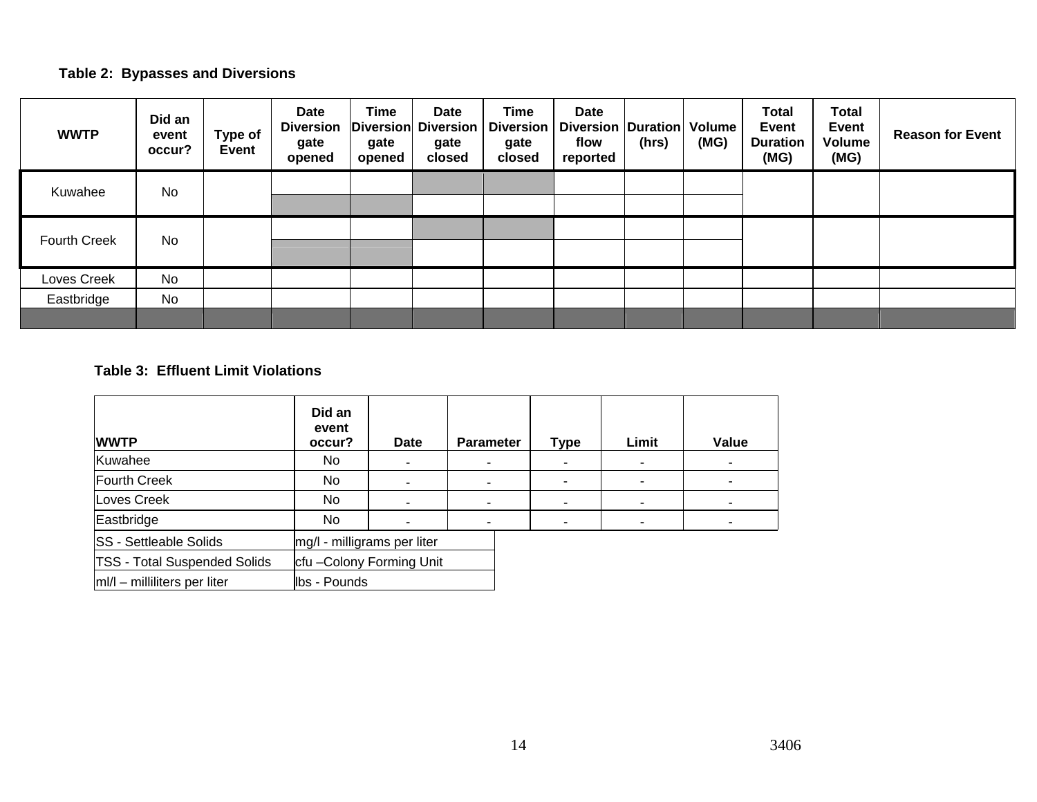**Table 2: Bypasses and Diversions**

| WWTP | Did an event occur? | Type of Event | Date Diversion gate opened | Time Diversion gate opened | Date Diversion gate closed | Time Diversion gate closed | Date Diversion flow reported | Duration (hrs) | Volume (MG) | Total Event Duration (MG) | Total Event Volume (MG) | Reason for Event |
|---|---|---|---|---|---|---|---|---|---|---|---|---|
| Kuwahee | No | | | | | | | | | | | |
| | | | | | | | | | | | | |
| Fourth Creek | No | | | | | | | | | | | |
| | | | | | | | | | | | | |
| Loves Creek | No | | | | | | | | | | | |
| Eastbridge | No | | | | | | | | | | | |
| | | | | | | | | | | | | |

**Table 3: Effluent Limit Violations**

| WWTP | Did an event occur? | Date | Parameter | Type | Limit | Value |
|---|---|---|---|---|---|---|
| Kuwahee | No | - | - | - | - | - |
| Fourth Creek | No | - | - | - | - | - |
| Loves Creek | No | - | - | - | - | - |
| Eastbridge | No | - | - | - | - | - |

| | |
|---|---|
| SS - Settleable Solids | mg/l - milligrams per liter |
| TSS - Total Suspended Solids | cfu –Colony Forming Unit |
| ml/l – milliliters per liter | lbs - Pounds |

3406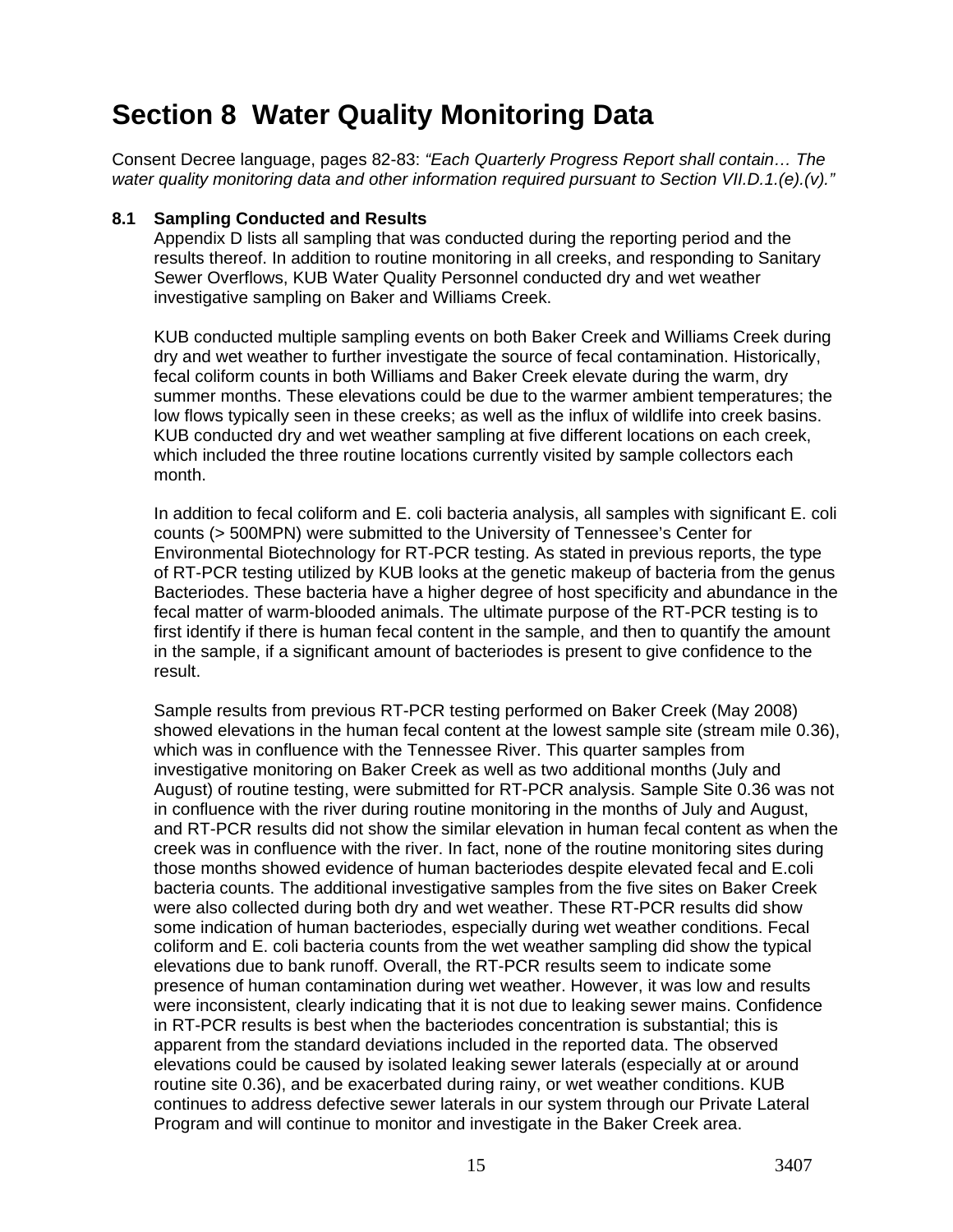# Section 8  Water Quality Monitoring Data

Consent Decree language, pages 82-83: *"Each Quarterly Progress Report shall contain… The water quality monitoring data and other information required pursuant to Section VII.D.1.(e).(v)."*

### 8.1 Sampling Conducted and Results

Appendix D lists all sampling that was conducted during the reporting period and the results thereof. In addition to routine monitoring in all creeks, and responding to Sanitary Sewer Overflows, KUB Water Quality Personnel conducted dry and wet weather investigative sampling on Baker and Williams Creek.

KUB conducted multiple sampling events on both Baker Creek and Williams Creek during dry and wet weather to further investigate the source of fecal contamination. Historically, fecal coliform counts in both Williams and Baker Creek elevate during the warm, dry summer months. These elevations could be due to the warmer ambient temperatures; the low flows typically seen in these creeks; as well as the influx of wildlife into creek basins. KUB conducted dry and wet weather sampling at five different locations on each creek, which included the three routine locations currently visited by sample collectors each month.

In addition to fecal coliform and E. coli bacteria analysis, all samples with significant E. coli counts (> 500MPN) were submitted to the University of Tennessee's Center for Environmental Biotechnology for RT-PCR testing. As stated in previous reports, the type of RT-PCR testing utilized by KUB looks at the genetic makeup of bacteria from the genus Bacteriodes. These bacteria have a higher degree of host specificity and abundance in the fecal matter of warm-blooded animals. The ultimate purpose of the RT-PCR testing is to first identify if there is human fecal content in the sample, and then to quantify the amount in the sample, if a significant amount of bacteriodes is present to give confidence to the result.

Sample results from previous RT-PCR testing performed on Baker Creek (May 2008) showed elevations in the human fecal content at the lowest sample site (stream mile 0.36), which was in confluence with the Tennessee River. This quarter samples from investigative monitoring on Baker Creek as well as two additional months (July and August) of routine testing, were submitted for RT-PCR analysis. Sample Site 0.36 was not in confluence with the river during routine monitoring in the months of July and August, and RT-PCR results did not show the similar elevation in human fecal content as when the creek was in confluence with the river. In fact, none of the routine monitoring sites during those months showed evidence of human bacteriodes despite elevated fecal and E.coli bacteria counts. The additional investigative samples from the five sites on Baker Creek were also collected during both dry and wet weather. These RT-PCR results did show some indication of human bacteriodes, especially during wet weather conditions. Fecal coliform and E. coli bacteria counts from the wet weather sampling did show the typical elevations due to bank runoff. Overall, the RT-PCR results seem to indicate some presence of human contamination during wet weather. However, it was low and results were inconsistent, clearly indicating that it is not due to leaking sewer mains. Confidence in RT-PCR results is best when the bacteriodes concentration is substantial; this is apparent from the standard deviations included in the reported data. The observed elevations could be caused by isolated leaking sewer laterals (especially at or around routine site 0.36), and be exacerbated during rainy, or wet weather conditions. KUB continues to address defective sewer laterals in our system through our Private Lateral Program and will continue to monitor and investigate in the Baker Creek area.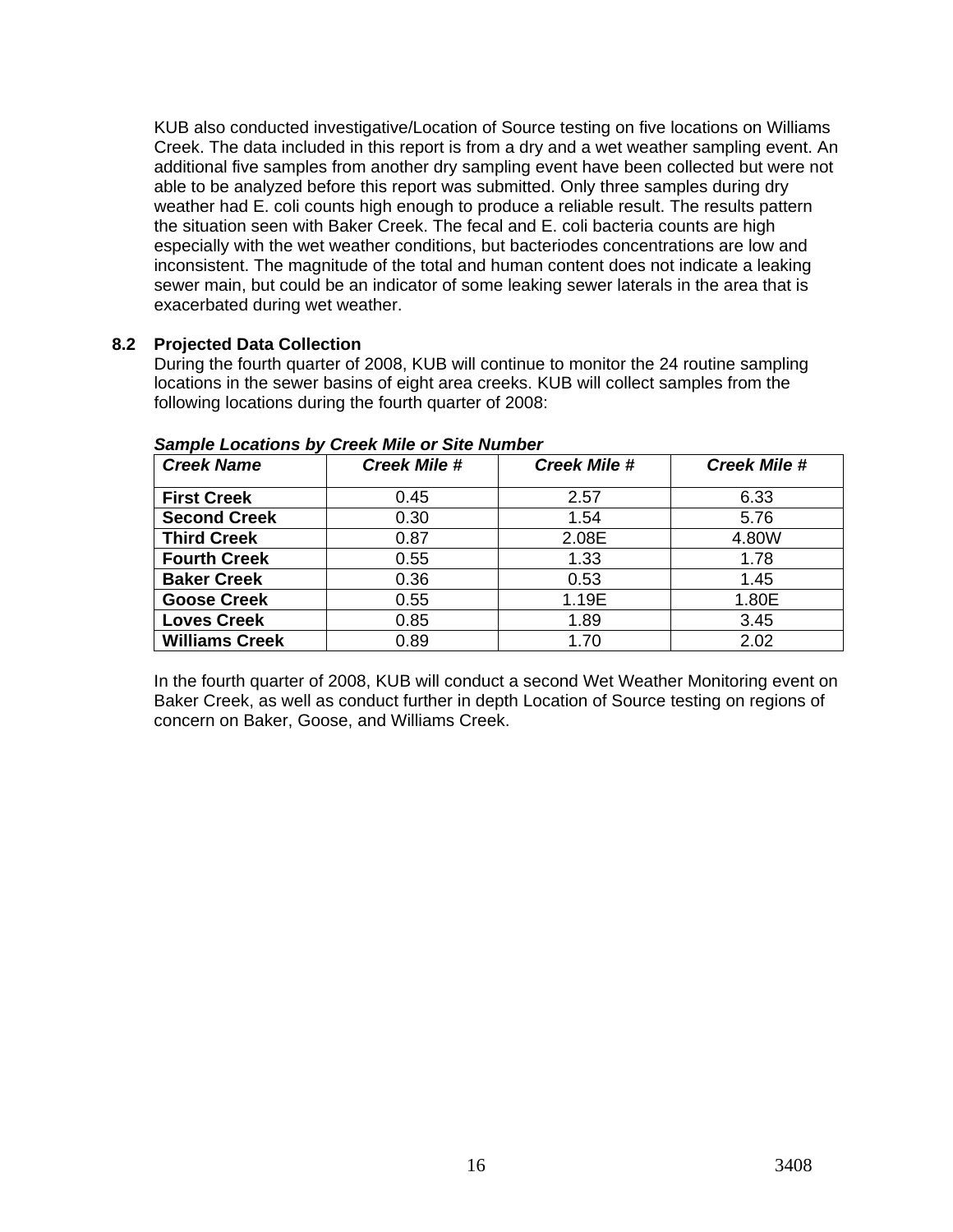KUB also conducted investigative/Location of Source testing on five locations on Williams Creek. The data included in this report is from a dry and a wet weather sampling event. An additional five samples from another dry sampling event have been collected but were not able to be analyzed before this report was submitted. Only three samples during dry weather had E. coli counts high enough to produce a reliable result. The results pattern the situation seen with Baker Creek. The fecal and E. coli bacteria counts are high especially with the wet weather conditions, but bacteriodes concentrations are low and inconsistent. The magnitude of the total and human content does not indicate a leaking sewer main, but could be an indicator of some leaking sewer laterals in the area that is exacerbated during wet weather.

### 8.2 Projected Data Collection

During the fourth quarter of 2008, KUB will continue to monitor the 24 routine sampling locations in the sewer basins of eight area creeks. KUB will collect samples from the following locations during the fourth quarter of 2008:

***Sample Locations by Creek Mile or Site Number***

| ***Creek Name*** | ***Creek Mile #*** | ***Creek Mile #*** | ***Creek Mile #*** |
|---|---|---|---|
| **First Creek** | 0.45 | 2.57 | 6.33 |
| **Second Creek** | 0.30 | 1.54 | 5.76 |
| **Third Creek** | 0.87 | 2.08E | 4.80W |
| **Fourth Creek** | 0.55 | 1.33 | 1.78 |
| **Baker Creek** | 0.36 | 0.53 | 1.45 |
| **Goose Creek** | 0.55 | 1.19E | 1.80E |
| **Loves Creek** | 0.85 | 1.89 | 3.45 |
| **Williams Creek** | 0.89 | 1.70 | 2.02 |

In the fourth quarter of 2008, KUB will conduct a second Wet Weather Monitoring event on Baker Creek, as well as conduct further in depth Location of Source testing on regions of concern on Baker, Goose, and Williams Creek.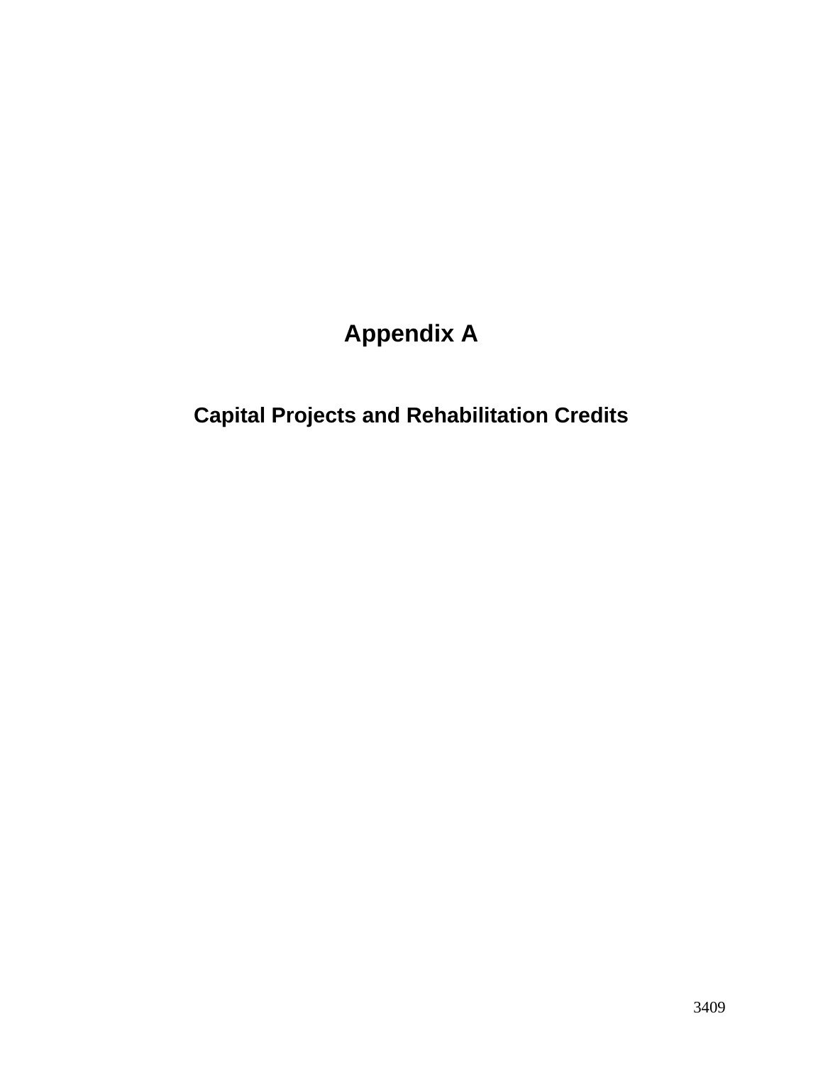# Appendix A

## Capital Projects and Rehabilitation Credits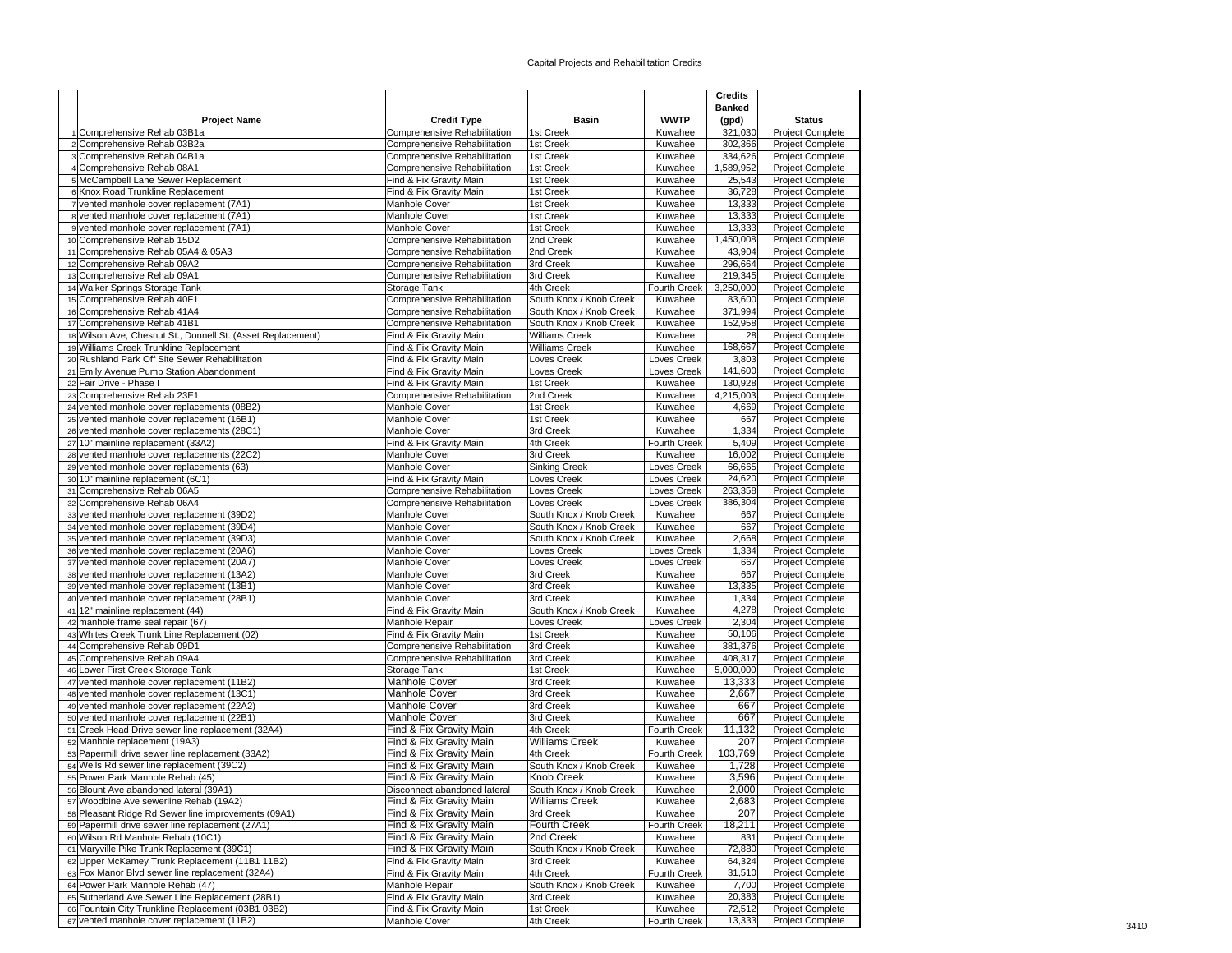# Capital Projects and Rehabilitation Credits

| | Project Name | Credit Type | Basin | WWTP | Credits Banked (gpd) | Status |
|---|---|---|---|---|---|---|
| 1 | Comprehensive Rehab 03B1a | Comprehensive Rehabilitation | 1st Creek | Kuwahee | 321,030 | Project Complete |
| 2 | Comprehensive Rehab 03B2a | Comprehensive Rehabilitation | 1st Creek | Kuwahee | 302,366 | Project Complete |
| 3 | Comprehensive Rehab 04B1a | Comprehensive Rehabilitation | 1st Creek | Kuwahee | 334,626 | Project Complete |
| 4 | Comprehensive Rehab 08A1 | Comprehensive Rehabilitation | 1st Creek | Kuwahee | 1,589,952 | Project Complete |
| 5 | McCampbell Lane Sewer Replacement | Find & Fix Gravity Main | 1st Creek | Kuwahee | 25,543 | Project Complete |
| 6 | Knox Road Trunkline Replacement | Find & Fix Gravity Main | 1st Creek | Kuwahee | 36,728 | Project Complete |
| 7 | vented manhole cover replacement (7A1) | Manhole Cover | 1st Creek | Kuwahee | 13,333 | Project Complete |
| 8 | vented manhole cover replacement (7A1) | Manhole Cover | 1st Creek | Kuwahee | 13,333 | Project Complete |
| 9 | vented manhole cover replacement (7A1) | Manhole Cover | 1st Creek | Kuwahee | 13,333 | Project Complete |
| 10 | Comprehensive Rehab 15D2 | Comprehensive Rehabilitation | 2nd Creek | Kuwahee | 1,450,008 | Project Complete |
| 11 | Comprehensive Rehab 05A4 & 05A3 | Comprehensive Rehabilitation | 2nd Creek | Kuwahee | 43,904 | Project Complete |
| 12 | Comprehensive Rehab 09A2 | Comprehensive Rehabilitation | 3rd Creek | Kuwahee | 296,664 | Project Complete |
| 13 | Comprehensive Rehab 09A1 | Comprehensive Rehabilitation | 3rd Creek | Kuwahee | 219,345 | Project Complete |
| 14 | Walker Springs Storage Tank | Storage Tank | 4th Creek | Fourth Creek | 3,250,000 | Project Complete |
| 15 | Comprehensive Rehab 40F1 | Comprehensive Rehabilitation | South Knox / Knob Creek | Kuwahee | 83,600 | Project Complete |
| 16 | Comprehensive Rehab 41A4 | Comprehensive Rehabilitation | South Knox / Knob Creek | Kuwahee | 371,994 | Project Complete |
| 17 | Comprehensive Rehab 41B1 | Comprehensive Rehabilitation | South Knox / Knob Creek | Kuwahee | 152,958 | Project Complete |
| 18 | Wilson Ave, Chesnut St., Donnell St. (Asset Replacement) | Find & Fix Gravity Main | Williams Creek | Kuwahee | 28 | Project Complete |
| 19 | Williams Creek Trunkline Replacement | Find & Fix Gravity Main | Williams Creek | Kuwahee | 168,667 | Project Complete |
| 20 | Rushland Park Off Site Sewer Rehabilitation | Find & Fix Gravity Main | Loves Creek | Loves Creek | 3,803 | Project Complete |
| 21 | Emily Avenue Pump Station Abandonment | Find & Fix Gravity Main | Loves Creek | Loves Creek | 141,600 | Project Complete |
| 22 | Fair Drive - Phase I | Find & Fix Gravity Main | 1st Creek | Kuwahee | 130,928 | Project Complete |
| 23 | Comprehensive Rehab 23E1 | Comprehensive Rehabilitation | 2nd Creek | Kuwahee | 4,215,003 | Project Complete |
| 24 | vented manhole cover replacements (08B2) | Manhole Cover | 1st Creek | Kuwahee | 4,669 | Project Complete |
| 25 | vented manhole cover replacement (16B1) | Manhole Cover | 1st Creek | Kuwahee | 667 | Project Complete |
| 26 | vented manhole cover replacements (28C1) | Manhole Cover | 3rd Creek | Kuwahee | 1,334 | Project Complete |
| 27 | 10" mainline replacement (33A2) | Find & Fix Gravity Main | 4th Creek | Fourth Creek | 5,409 | Project Complete |
| 28 | vented manhole cover replacements (22C2) | Manhole Cover | 3rd Creek | Kuwahee | 16,002 | Project Complete |
| 29 | vented manhole cover replacements (63) | Manhole Cover | Sinking Creek | Loves Creek | 66,665 | Project Complete |
| 30 | 10" mainline replacement (6C1) | Find & Fix Gravity Main | Loves Creek | Loves Creek | 24,620 | Project Complete |
| 31 | Comprehensive Rehab 06A5 | Comprehensive Rehabilitation | Loves Creek | Loves Creek | 263,358 | Project Complete |
| 32 | Comprehensive Rehab 06A4 | Comprehensive Rehabilitation | Loves Creek | Loves Creek | 386,304 | Project Complete |
| 33 | vented manhole cover replacement (39D2) | Manhole Cover | South Knox / Knob Creek | Kuwahee | 667 | Project Complete |
| 34 | vented manhole cover replacement (39D4) | Manhole Cover | South Knox / Knob Creek | Kuwahee | 667 | Project Complete |
| 35 | vented manhole cover replacement (39D3) | Manhole Cover | South Knox / Knob Creek | Kuwahee | 2,668 | Project Complete |
| 36 | vented manhole cover replacement (20A6) | Manhole Cover | Loves Creek | Loves Creek | 1,334 | Project Complete |
| 37 | vented manhole cover replacement (20A7) | Manhole Cover | Loves Creek | Loves Creek | 667 | Project Complete |
| 38 | vented manhole cover replacement (13A2) | Manhole Cover | 3rd Creek | Kuwahee | 667 | Project Complete |
| 39 | vented manhole cover replacement (13B1) | Manhole Cover | 3rd Creek | Kuwahee | 13,335 | Project Complete |
| 40 | vented manhole cover replacement (28B1) | Manhole Cover | 3rd Creek | Kuwahee | 1,334 | Project Complete |
| 41 | 12" mainline replacement (44) | Find & Fix Gravity Main | South Knox / Knob Creek | Kuwahee | 4,278 | Project Complete |
| 42 | manhole frame seal repair (67) | Manhole Repair | Loves Creek | Loves Creek | 2,304 | Project Complete |
| 43 | Whites Creek Trunk Line Replacement (02) | Find & Fix Gravity Main | 1st Creek | Kuwahee | 50,106 | Project Complete |
| 44 | Comprehensive Rehab 09D1 | Comprehensive Rehabilitation | 3rd Creek | Kuwahee | 381,376 | Project Complete |
| 45 | Comprehensive Rehab 09A4 | Comprehensive Rehabilitation | 3rd Creek | Kuwahee | 408,317 | Project Complete |
| 46 | Lower First Creek Storage Tank | Storage Tank | 1st Creek | Kuwahee | 5,000,000 | Project Complete |
| 47 | vented manhole cover replacement (11B2) | Manhole Cover | 3rd Creek | Kuwahee | 13,333 | Project Complete |
| 48 | vented manhole cover replacement (13C1) | Manhole Cover | 3rd Creek | Kuwahee | 2,667 | Project Complete |
| 49 | vented manhole cover replacement (22A2) | Manhole Cover | 3rd Creek | Kuwahee | 667 | Project Complete |
| 50 | vented manhole cover replacement (22B1) | Manhole Cover | 3rd Creek | Kuwahee | 667 | Project Complete |
| 51 | Creek Head Drive sewer line replacement (32A4) | Find & Fix Gravity Main | 4th Creek | Fourth Creek | 11,132 | Project Complete |
| 52 | Manhole replacement (19A3) | Find & Fix Gravity Main | Williams Creek | Kuwahee | 207 | Project Complete |
| 53 | Papermill drive sewer line replacement (33A2) | Find & Fix Gravity Main | 4th Creek | Fourth Creek | 103,769 | Project Complete |
| 54 | Wells Rd sewer line replacement (39C2) | Find & Fix Gravity Main | South Knox / Knob Creek | Kuwahee | 1,728 | Project Complete |
| 55 | Power Park Manhole Rehab (45) | Find & Fix Gravity Main | Knob Creek | Kuwahee | 3,596 | Project Complete |
| 56 | Blount Ave abandoned lateral (39A1) | Disconnect abandoned lateral | South Knox / Knob Creek | Kuwahee | 2,000 | Project Complete |
| 57 | Woodbine Ave sewerline Rehab (19A2) | Find & Fix Gravity Main | Williams Creek | Kuwahee | 2,683 | Project Complete |
| 58 | Pleasant Ridge Rd Sewer line improvements (09A1) | Find & Fix Gravity Main | 3rd Creek | Kuwahee | 207 | Project Complete |
| 59 | Papermill drive sewer line replacement (27A1) | Find & Fix Gravity Main | Fourth Creek | Fourth Creek | 18,211 | Project Complete |
| 60 | Wilson Rd Manhole Rehab (10C1) | Find & Fix Gravity Main | 2nd Creek | Kuwahee | 831 | Project Complete |
| 61 | Maryville Pike Trunk Replacement (39C1) | Find & Fix Gravity Main | South Knox / Knob Creek | Kuwahee | 72,880 | Project Complete |
| 62 | Upper McKamey Trunk Replacement (11B1 11B2) | Find & Fix Gravity Main | 3rd Creek | Kuwahee | 64,324 | Project Complete |
| 63 | Fox Manor Blvd sewer line replacement (32A4) | Find & Fix Gravity Main | 4th Creek | Fourth Creek | 31,510 | Project Complete |
| 64 | Power Park Manhole Rehab (47) | Manhole Repair | South Knox / Knob Creek | Kuwahee | 7,700 | Project Complete |
| 65 | Sutherland Ave Sewer Line Replacement (28B1) | Find & Fix Gravity Main | 3rd Creek | Kuwahee | 20,383 | Project Complete |
| 66 | Fountain City Trunkline Replacement (03B1 03B2) | Find & Fix Gravity Main | 1st Creek | Kuwahee | 72,512 | Project Complete |
| 67 | vented manhole cover replacement (11B2) | Manhole Cover | 4th Creek | Fourth Creek | 13,333 | Project Complete |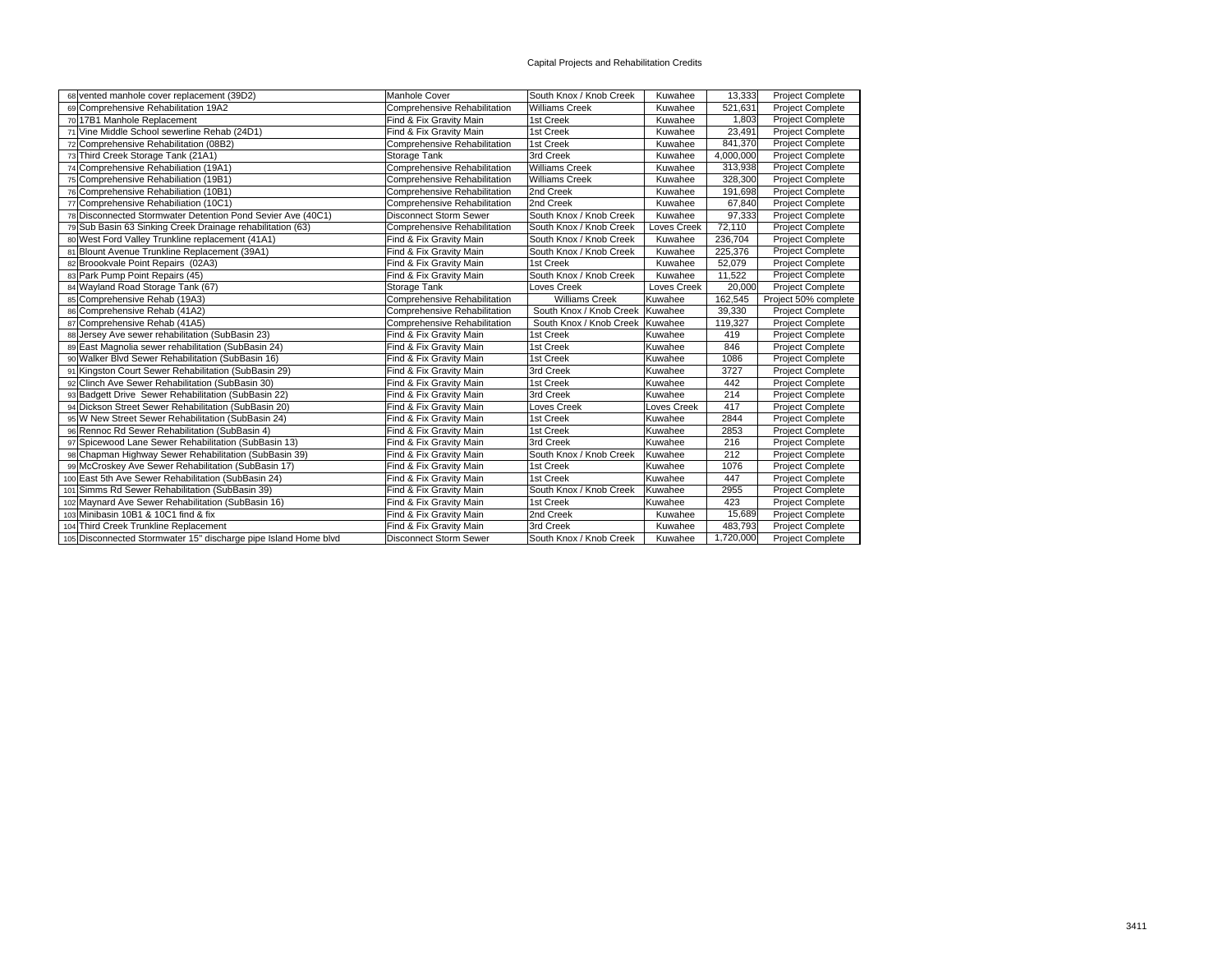Capital Projects and Rehabilitation Credits

| # | Project | Type | Basin | Treatment | Value | Status |
|---|---|---|---|---|---|---|
| 68 | vented manhole cover replacement (39D2) | Manhole Cover | South Knox / Knob Creek | Kuwahee | 13,333 | Project Complete |
| 69 | Comprehensive Rehabilitation 19A2 | Comprehensive Rehabilitation | Williams Creek | Kuwahee | 521,631 | Project Complete |
| 70 | 17B1 Manhole Replacement | Find & Fix Gravity Main | 1st Creek | Kuwahee | 1,803 | Project Complete |
| 71 | Vine Middle School sewerline Rehab (24D1) | Find & Fix Gravity Main | 1st Creek | Kuwahee | 23,491 | Project Complete |
| 72 | Comprehensive Rehabilitation (08B2) | Comprehensive Rehabilitation | 1st Creek | Kuwahee | 841,370 | Project Complete |
| 73 | Third Creek Storage Tank (21A1) | Storage Tank | 3rd Creek | Kuwahee | 4,000,000 | Project Complete |
| 74 | Comprehensive Rehabiliation (19A1) | Comprehensive Rehabilitation | Williams Creek | Kuwahee | 313,938 | Project Complete |
| 75 | Comprehensive Rehabiliation (19B1) | Comprehensive Rehabilitation | Williams Creek | Kuwahee | 328,300 | Project Complete |
| 76 | Comprehensive Rehabiliation (10B1) | Comprehensive Rehabilitation | 2nd Creek | Kuwahee | 191,698 | Project Complete |
| 77 | Comprehensive Rehabiliation (10C1) | Comprehensive Rehabilitation | 2nd Creek | Kuwahee | 67,840 | Project Complete |
| 78 | Disconnected Stormwater Detention Pond Sevier Ave (40C1) | Disconnect Storm Sewer | South Knox / Knob Creek | Kuwahee | 97,333 | Project Complete |
| 79 | Sub Basin 63 Sinking Creek Drainage rehabilitation (63) | Comprehensive Rehabilitation | South Knox / Knob Creek | Loves Creek | 72,110 | Project Complete |
| 80 | West Ford Valley Trunkline replacement (41A1) | Find & Fix Gravity Main | South Knox / Knob Creek | Kuwahee | 236,704 | Project Complete |
| 81 | Blount Avenue Trunkline Replacement (39A1) | Find & Fix Gravity Main | South Knox / Knob Creek | Kuwahee | 225,376 | Project Complete |
| 82 | Broookvale Point Repairs (02A3) | Find & Fix Gravity Main | 1st Creek | Kuwahee | 52,079 | Project Complete |
| 83 | Park Pump Point Repairs (45) | Find & Fix Gravity Main | South Knox / Knob Creek | Kuwahee | 11,522 | Project Complete |
| 84 | Wayland Road Storage Tank (67) | Storage Tank | Loves Creek | Loves Creek | 20,000 | Project Complete |
| 85 | Comprehensive Rehab (19A3) | Comprehensive Rehabilitation | Williams Creek | Kuwahee | 162,545 | Project 50% complete |
| 86 | Comprehensive Rehab (41A2) | Comprehensive Rehabilitation | South Knox / Knob Creek | Kuwahee | 39,330 | Project Complete |
| 87 | Comprehensive Rehab (41A5) | Comprehensive Rehabilitation | South Knox / Knob Creek | Kuwahee | 119,327 | Project Complete |
| 88 | Jersey Ave sewer rehabilitation (SubBasin 23) | Find & Fix Gravity Main | 1st Creek | Kuwahee | 419 | Project Complete |
| 89 | East Magnolia sewer rehabilitation (SubBasin 24) | Find & Fix Gravity Main | 1st Creek | Kuwahee | 846 | Project Complete |
| 90 | Walker Blvd Sewer Rehabilitation (SubBasin 16) | Find & Fix Gravity Main | 1st Creek | Kuwahee | 1086 | Project Complete |
| 91 | Kingston Court Sewer Rehabilitation (SubBasin 29) | Find & Fix Gravity Main | 3rd Creek | Kuwahee | 3727 | Project Complete |
| 92 | Clinch Ave Sewer Rehabilitation (SubBasin 30) | Find & Fix Gravity Main | 1st Creek | Kuwahee | 442 | Project Complete |
| 93 | Badgett Drive Sewer Rehabilitation (SubBasin 22) | Find & Fix Gravity Main | 3rd Creek | Kuwahee | 214 | Project Complete |
| 94 | Dickson Street Sewer Rehabilitation (SubBasin 20) | Find & Fix Gravity Main | Loves Creek | Loves Creek | 417 | Project Complete |
| 95 | W New Street Sewer Rehabilitation (SubBasin 24) | Find & Fix Gravity Main | 1st Creek | Kuwahee | 2844 | Project Complete |
| 96 | Rennoc Rd Sewer Rehabilitation (SubBasin 4) | Find & Fix Gravity Main | 1st Creek | Kuwahee | 2853 | Project Complete |
| 97 | Spicewood Lane Sewer Rehabilitation (SubBasin 13) | Find & Fix Gravity Main | 3rd Creek | Kuwahee | 216 | Project Complete |
| 98 | Chapman Highway Sewer Rehabilitation (SubBasin 39) | Find & Fix Gravity Main | South Knox / Knob Creek | Kuwahee | 212 | Project Complete |
| 99 | McCroskey Ave Sewer Rehabilitation (SubBasin 17) | Find & Fix Gravity Main | 1st Creek | Kuwahee | 1076 | Project Complete |
| 100 | East 5th Ave Sewer Rehabilitation (SubBasin 24) | Find & Fix Gravity Main | 1st Creek | Kuwahee | 447 | Project Complete |
| 101 | Simms Rd Sewer Rehabilitation (SubBasin 39) | Find & Fix Gravity Main | South Knox / Knob Creek | Kuwahee | 2955 | Project Complete |
| 102 | Maynard Ave Sewer Rehabilitation (SubBasin 16) | Find & Fix Gravity Main | 1st Creek | Kuwahee | 423 | Project Complete |
| 103 | Minibasin 10B1 & 10C1 find & fix | Find & Fix Gravity Main | 2nd Creek | Kuwahee | 15,689 | Project Complete |
| 104 | Third Creek Trunkline Replacement | Find & Fix Gravity Main | 3rd Creek | Kuwahee | 483,793 | Project Complete |
| 105 | Disconnected Stormwater 15" discharge pipe Island Home blvd | Disconnect Storm Sewer | South Knox / Knob Creek | Kuwahee | 1,720,000 | Project Complete |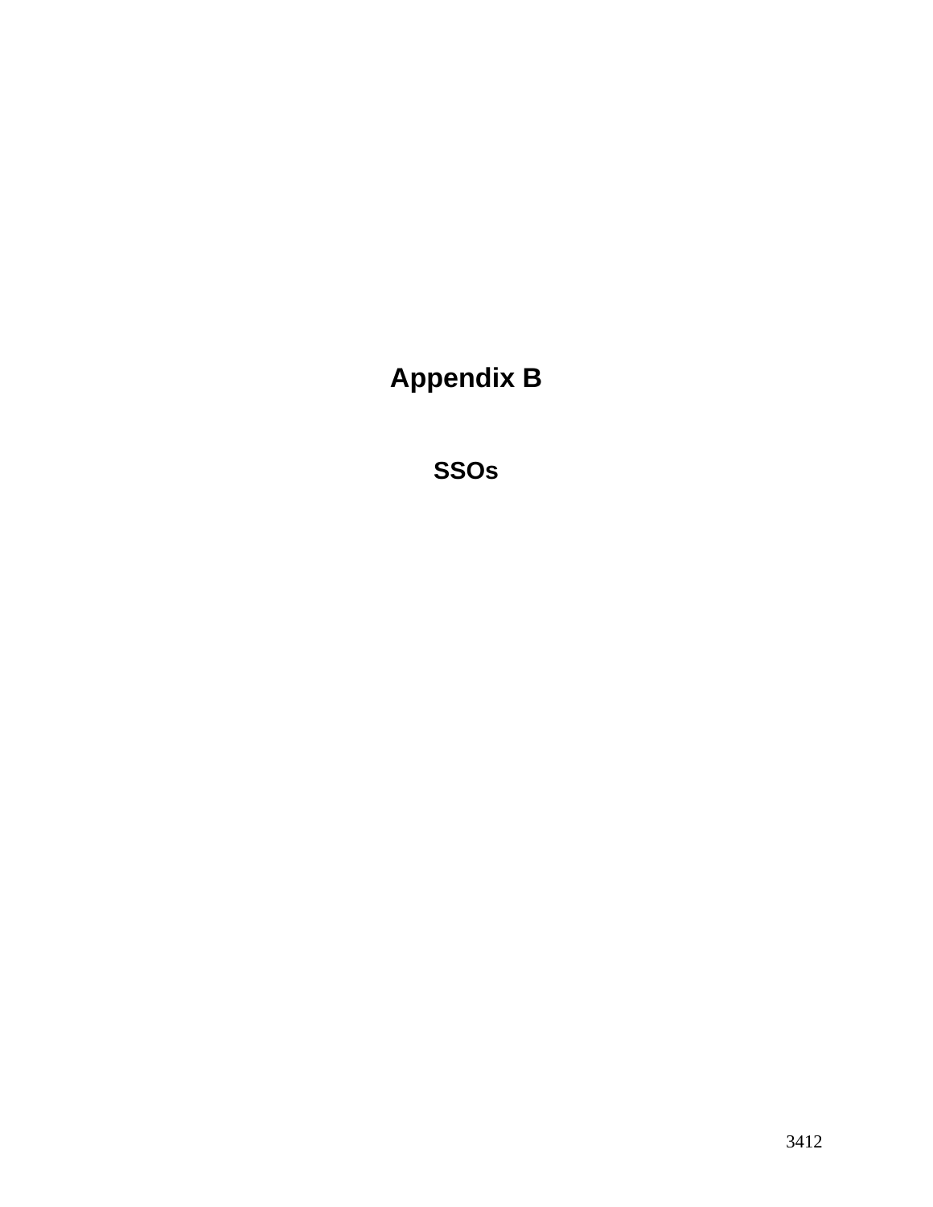# Appendix B

## SSOs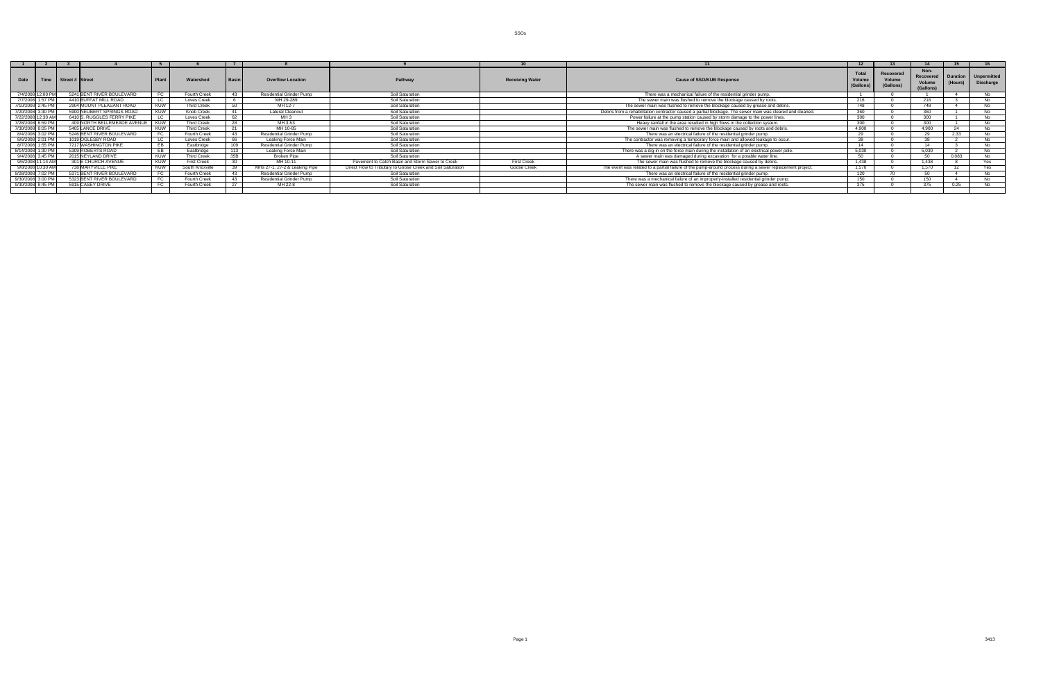| 1 | 2 | 3 | 4 | 5 | 6 | 7 | 8 | 9 | 10 | 11 | 12 | 13 | 14 | 15 | 16 |
|---|---|---|---|---|---|---|---|---|---|---|---|---|---|---|---|
| Date | Time | Street # | Street | Plant | Watershed | Basin | Overflow Location | Pathway | Receiving Water | Cause of SSO/KUB Response | Total Volume (Gallons) | Recovered Volume (Gallons) | Non-Recovered Volume (Gallons) | Duration (Hours) | Unpermitted Discharge |
| 7/4/2008 | 12:00 PM | 5241 | BENT RIVER BOULEVARD | FC | Fourth Creek | 43 | Residential Grinder Pump | Soil Saturation | | There was a mechanical failure of the residential grinder pump. | 1 | 0 | 1 | 4 | No |
| 7/7/2008 | 1:57 PM | 4410 | BUFFAT MILL ROAD | LC | Loves Creek | 6 | MH 29-289 | Soil Saturation | | The sewer main was flushed to remove the blockage caused by roots. | 216 | 0 | 216 | 3 | No |
| 7/10/2008 | 2:45 PM | 2904 | MOUNT PLEASANT ROAD | KUW | Third Creek | 50 | MH 12-7 | Soil Saturation | | The sewer main was flushed to remove the blockage caused by grease and debris. | 748 | 0 | 748 | 4 | No |
| 7/20/2008 | 3:30 PM | 5900 | NEUBERT SPRINGS ROAD | KUW | Knob Creek | 41 | Lateral Cleanout | Soil Saturation | | Debris from a rehabilitation contractor caused a partial blockage. The sewer main was cleared and cleaned. | 360 | 0 | 360 | 1 | No |
| 7/22/2008 | 12:30 AM | 6410 | S. RUGGLES FERRY PIKE | LC | Loves Creek | 62 | MH 3 | Soil Saturation | | Power failure at the pump station caused by storm damage to the power lines. | 300 | 0 | 300 | 1 | No |
| 7/28/2008 | 8:59 PM | 409 | NORTH BELLEMEADE AVENUE | KUW | Third Creek | 28 | MH 3-53 | Soil Saturation | | Heavy rainfall in the area resulted in high flows in the collection system. | 300 | 0 | 300 | 1 | No |
| 7/30/2008 | 8:05 PM | 5405 | LANCE DRIVE | KUW | Third Creek | 21 | MH 10-85 | Soil Saturation | | The sewer main was flushed to remove the blockage caused by roots and debris. | 4,900 | 0 | 4,900 | 24 | No |
| 8/4/2008 | 3:02 PM | 5246 | BENT RIVER BOULEVARD | FC | Fourth Creek | 43 | Residential Grinder Pump | Soil Saturation | | There was an electrical failure of the residential grinder pump. | 29 | 0 | 29 | 2.33 | No |
| 8/6/2008 | 2:01 PM | 1019 | OGLESBY ROAD | LC | Loves Creek | 66 | Leaking Force Main | Soil Saturation | | The contractor was removing a temporary force main and allowed leakage to occur. | 38 | 0 | 38 | 2 | No |
| 8/7/2008 | 1:55 PM | 7217 | WASHINGTON PIKE | EB | Eastbridge | 109 | Residential Grinder Pump | Soil Saturation | | There was an electrical failure of the residential grinder pump. | 14 | 0 | 14 | 3 | No |
| 8/14/2008 | 1:30 PM | 5309 | ROBERTS ROAD | EB | Eastbridge | 113 | Leaking Force Main | Soil Saturation | | There was a dig-in on the force main during the installation of an electrical power pole. | 5,030 | 0 | 5,030 | 2 | No |
| 9/4/2008 | 3:45 PM | 2015 | NEYLAND DRIVE | KUW | Third Creek | 35B | Broken Pipe | Soil Saturation | | A sewer main was damaged during excavation for a potable water line. | 50 | 0 | 50 | 0.083 | No |
| 9/6/2008 | 11:14 AM | 301 | E CHURCH AVENUE | KUW | First Creek | 30 | MH 10-11 | Pavement to Catch Basin and Storm Sewer to Creek | First Creek | The sewer main was flushed to remove the blockage caused by debris. | 1,438 | 0 | 1,438 | 8 | Yes |
| 9/8/2008 | 10:30 AM | 738 | MARYVILLE PIKE | KUW | South Knoxville | 39 | MHs 27-1, 27-2 & Leaking Pipe | Direct Flow to Tributary to Goose Creek and Soil Saturation | Goose Creek | The event was related to a partial failure of the pump-around process during a sewer replacement project. | 1,570 | 0 | 1,570 | 12 | Yes |
| 9/28/2008 | 7:02 PM | 5371 | BENT RIVER BOULEVARD | FC | Fourth Creek | 43 | Residential Grinder Pump | Soil Saturation | | There was an electrical failure of the residential grinder pump. | 120 | 70 | 50 | 4 | No |
| 9/30/2008 | 3:00 PM | 5323 | BENT RIVER BOULEVARD | FC | Fourth Creek | 43 | Residential Grinder Pump | Soil Saturation | | There was a mechanical failure of an improperly-installed residential grinder pump. | 150 | 0 | 150 | 4 | No |
| 9/30/2008 | 8:45 PM | 5915 | CASEY DRIVE | FC | Fourth Creek | 27 | MH 22-8 | Soil Saturation | | The sewer main was flushed to remove the blockage caused by grease and roots. | 375 | 0 | 375 | 0.25 | No |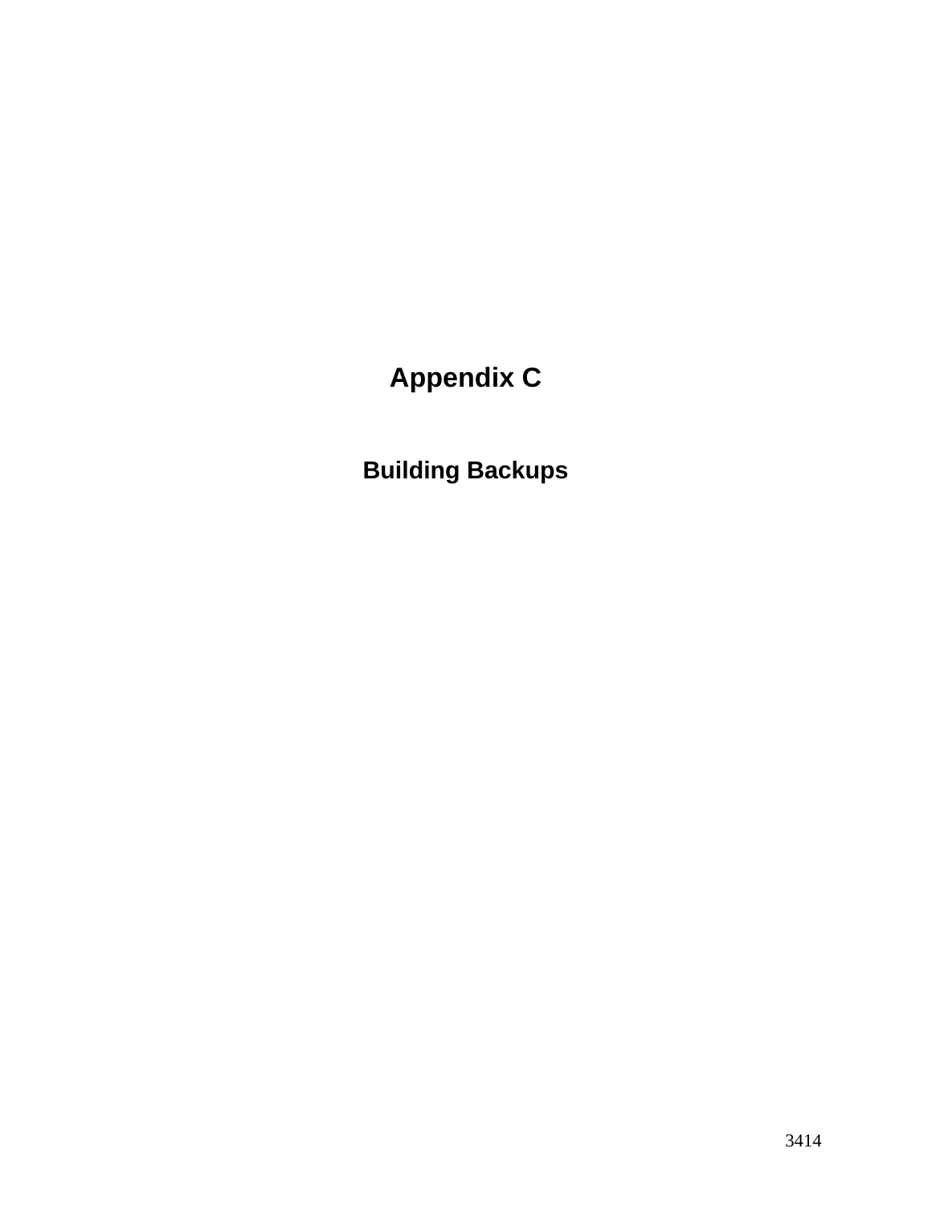# Appendix C

## Building Backups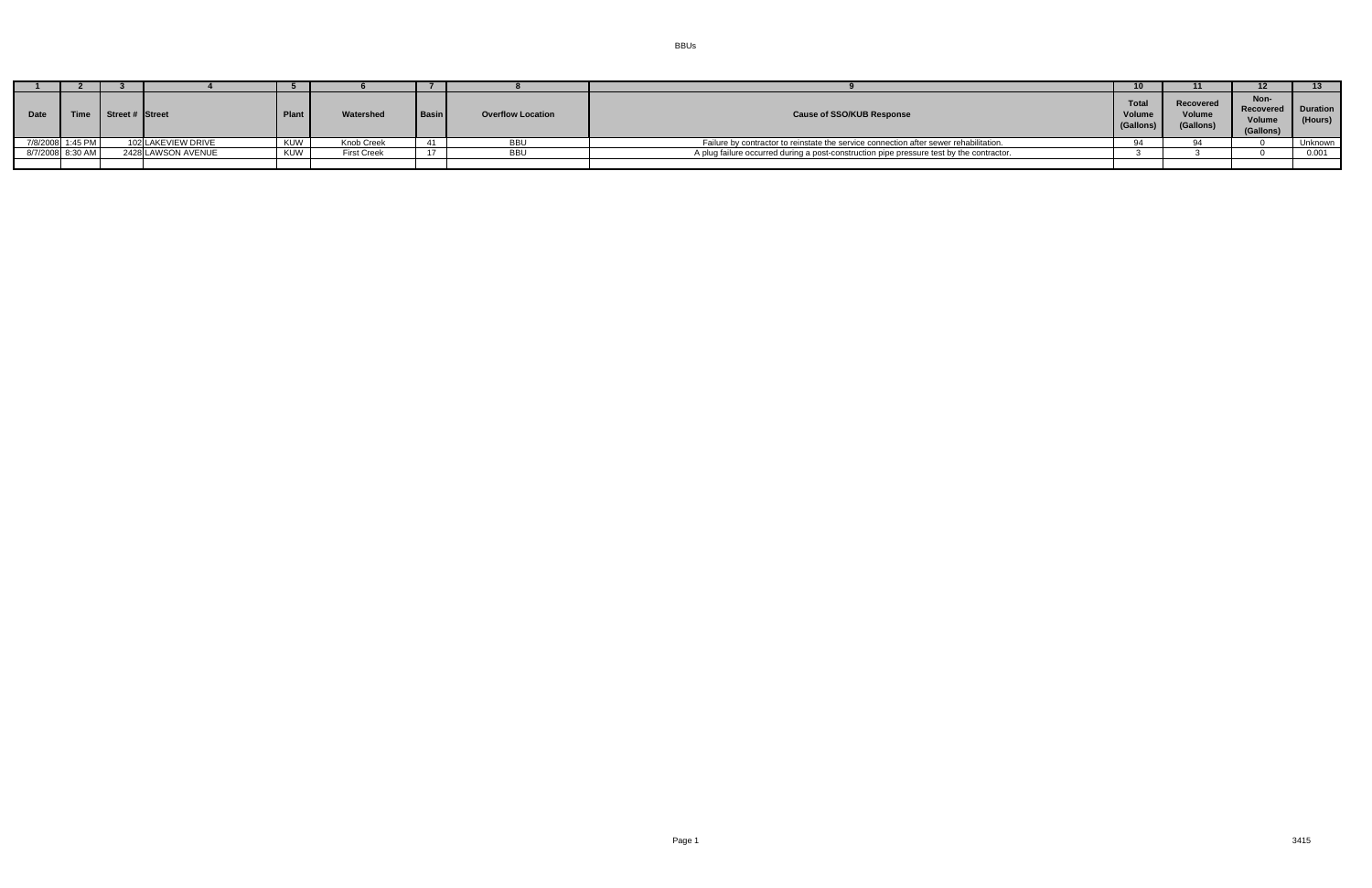| 1 | 2 | 3 | 4 | 5 | 6 | 7 | 8 | 9 | 10 | 11 | 12 | 13 |
|---|---|---|---|---|---|---|---|---|---|---|---|---|
| Date | Time | Street # | Street | Plant | Watershed | Basin | Overflow Location | Cause of SSO/KUB Response | Total Volume (Gallons) | Recovered Volume (Gallons) | Non-Recovered Volume (Gallons) | Duration (Hours) |
| 7/8/2008 | 1:45 PM | 102 | LAKEVIEW DRIVE | KUW | Knob Creek | 41 | BBU | Failure by contractor to reinstate the service connection after sewer rehabilitation. | 94 | 94 | 0 | Unknown |
| 8/7/2008 | 8:30 AM | 2428 | LAWSON AVENUE | KUW | First Creek | 17 | BBU | A plug failure occurred during a post-construction pipe pressure test by the contractor. | 3 | 3 | 0 | 0.001 |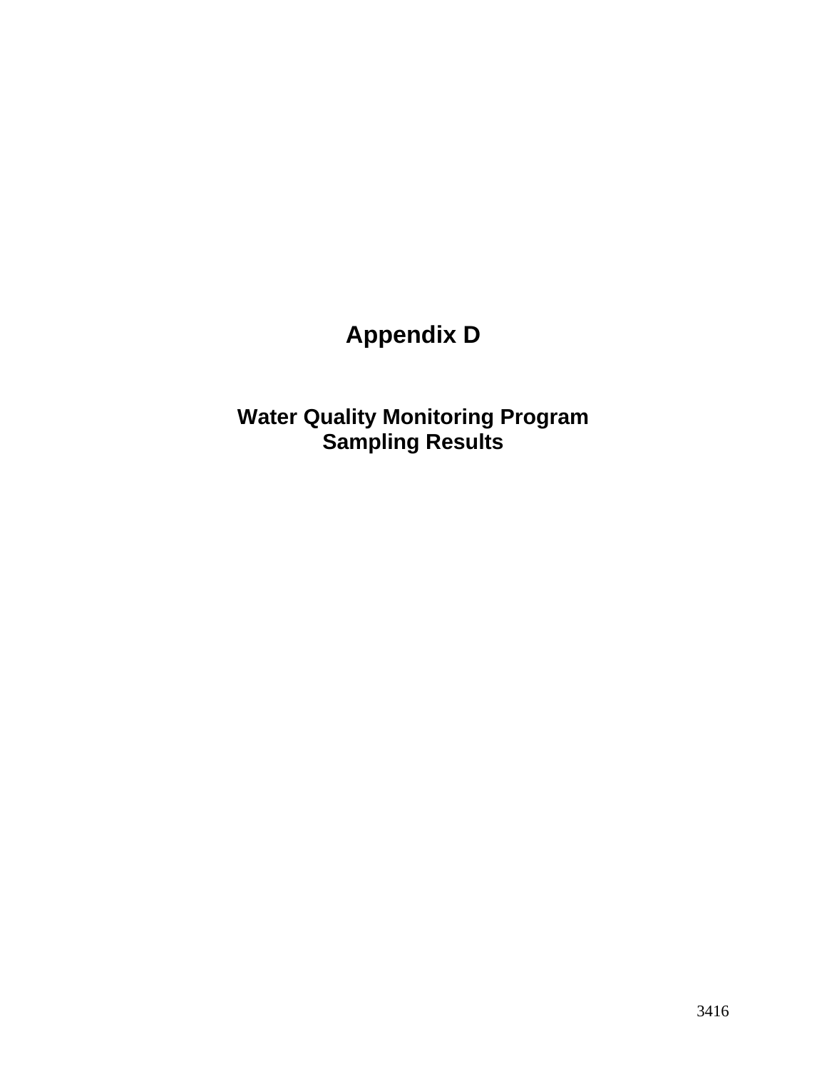# Appendix D

## Water Quality Monitoring Program
## Sampling Results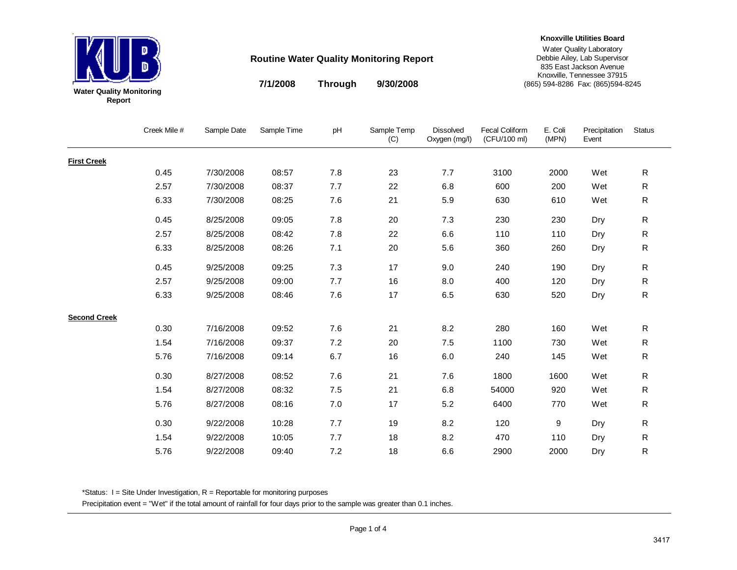**Water Quality Monitoring Report**

## Routine Water Quality Monitoring Report

**7/1/2008 Through 9/30/2008**

**Knoxville Utilities Board**
Water Quality Laboratory
Debbie Ailey, Lab Supervisor
835 East Jackson Avenue
Knoxville, Tennessee 37915
(865) 594-8286 Fax: (865)594-8245

| | Creek Mile # | Sample Date | Sample Time | pH | Sample Temp (C) | Dissolved Oxygen (mg/l) | Fecal Coliform (CFU/100 ml) | E. Coli (MPN) | Precipitation Event | Status |
|---|---|---|---|---|---|---|---|---|---|---|
| **First Creek** | | | | | | | | | | |
| | 0.45 | 7/30/2008 | 08:57 | 7.8 | 23 | 7.7 | 3100 | 2000 | Wet | R |
| | 2.57 | 7/30/2008 | 08:37 | 7.7 | 22 | 6.8 | 600 | 200 | Wet | R |
| | 6.33 | 7/30/2008 | 08:25 | 7.6 | 21 | 5.9 | 630 | 610 | Wet | R |
| | 0.45 | 8/25/2008 | 09:05 | 7.8 | 20 | 7.3 | 230 | 230 | Dry | R |
| | 2.57 | 8/25/2008 | 08:42 | 7.8 | 22 | 6.6 | 110 | 110 | Dry | R |
| | 6.33 | 8/25/2008 | 08:26 | 7.1 | 20 | 5.6 | 360 | 260 | Dry | R |
| | 0.45 | 9/25/2008 | 09:25 | 7.3 | 17 | 9.0 | 240 | 190 | Dry | R |
| | 2.57 | 9/25/2008 | 09:00 | 7.7 | 16 | 8.0 | 400 | 120 | Dry | R |
| | 6.33 | 9/25/2008 | 08:46 | 7.6 | 17 | 6.5 | 630 | 520 | Dry | R |
| **Second Creek** | | | | | | | | | | |
| | 0.30 | 7/16/2008 | 09:52 | 7.6 | 21 | 8.2 | 280 | 160 | Wet | R |
| | 1.54 | 7/16/2008 | 09:37 | 7.2 | 20 | 7.5 | 1100 | 730 | Wet | R |
| | 5.76 | 7/16/2008 | 09:14 | 6.7 | 16 | 6.0 | 240 | 145 | Wet | R |
| | 0.30 | 8/27/2008 | 08:52 | 7.6 | 21 | 7.6 | 1800 | 1600 | Wet | R |
| | 1.54 | 8/27/2008 | 08:32 | 7.5 | 21 | 6.8 | 54000 | 920 | Wet | R |
| | 5.76 | 8/27/2008 | 08:16 | 7.0 | 17 | 5.2 | 6400 | 770 | Wet | R |
| | 0.30 | 9/22/2008 | 10:28 | 7.7 | 19 | 8.2 | 120 | 9 | Dry | R |
| | 1.54 | 9/22/2008 | 10:05 | 7.7 | 18 | 8.2 | 470 | 110 | Dry | R |
| | 5.76 | 9/22/2008 | 09:40 | 7.2 | 18 | 6.6 | 2900 | 2000 | Dry | R |

*Status: I = Site Under Investigation, R = Reportable for monitoring purposes

Precipitation event = "Wet" if the total amount of rainfall for four days prior to the sample was greater than 0.1 inches.

3417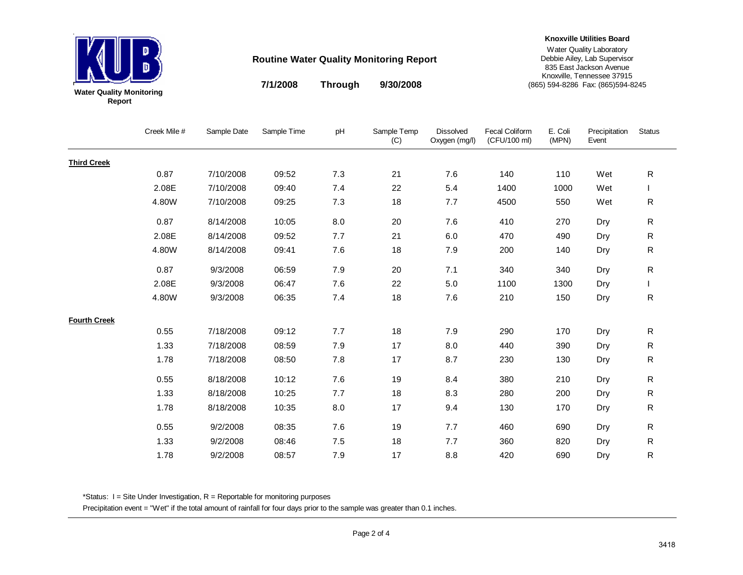**Knoxville Utilities Board**
Water Quality Laboratory
Debbie Ailey, Lab Supervisor
835 East Jackson Avenue
Knoxville, Tennessee 37915
(865) 594-8286 Fax: (865)594-8245

Water Quality Monitoring Report

## Routine Water Quality Monitoring Report

**7/1/2008 Through 9/30/2008**

| | Creek Mile # | Sample Date | Sample Time | pH | Sample Temp (C) | Dissolved Oxygen (mg/l) | Fecal Coliform (CFU/100 ml) | E. Coli (MPN) | Precipitation Event | Status |
|---|---|---|---|---|---|---|---|---|---|---|
| **Third Creek** | | | | | | | | | | |
| | 0.87 | 7/10/2008 | 09:52 | 7.3 | 21 | 7.6 | 140 | 110 | Wet | R |
| | 2.08E | 7/10/2008 | 09:40 | 7.4 | 22 | 5.4 | 1400 | 1000 | Wet | I |
| | 4.80W | 7/10/2008 | 09:25 | 7.3 | 18 | 7.7 | 4500 | 550 | Wet | R |
| | 0.87 | 8/14/2008 | 10:05 | 8.0 | 20 | 7.6 | 410 | 270 | Dry | R |
| | 2.08E | 8/14/2008 | 09:52 | 7.7 | 21 | 6.0 | 470 | 490 | Dry | R |
| | 4.80W | 8/14/2008 | 09:41 | 7.6 | 18 | 7.9 | 200 | 140 | Dry | R |
| | 0.87 | 9/3/2008 | 06:59 | 7.9 | 20 | 7.1 | 340 | 340 | Dry | R |
| | 2.08E | 9/3/2008 | 06:47 | 7.6 | 22 | 5.0 | 1100 | 1300 | Dry | I |
| | 4.80W | 9/3/2008 | 06:35 | 7.4 | 18 | 7.6 | 210 | 150 | Dry | R |
| **Fourth Creek** | | | | | | | | | | |
| | 0.55 | 7/18/2008 | 09:12 | 7.7 | 18 | 7.9 | 290 | 170 | Dry | R |
| | 1.33 | 7/18/2008 | 08:59 | 7.9 | 17 | 8.0 | 440 | 390 | Dry | R |
| | 1.78 | 7/18/2008 | 08:50 | 7.8 | 17 | 8.7 | 230 | 130 | Dry | R |
| | 0.55 | 8/18/2008 | 10:12 | 7.6 | 19 | 8.4 | 380 | 210 | Dry | R |
| | 1.33 | 8/18/2008 | 10:25 | 7.7 | 18 | 8.3 | 280 | 200 | Dry | R |
| | 1.78 | 8/18/2008 | 10:35 | 8.0 | 17 | 9.4 | 130 | 170 | Dry | R |
| | 0.55 | 9/2/2008 | 08:35 | 7.6 | 19 | 7.7 | 460 | 690 | Dry | R |
| | 1.33 | 9/2/2008 | 08:46 | 7.5 | 18 | 7.7 | 360 | 820 | Dry | R |
| | 1.78 | 9/2/2008 | 08:57 | 7.9 | 17 | 8.8 | 420 | 690 | Dry | R |

*Status: I = Site Under Investigation, R = Reportable for monitoring purposes

Precipitation event = "Wet" if the total amount of rainfall for four days prior to the sample was greater than 0.1 inches.

3418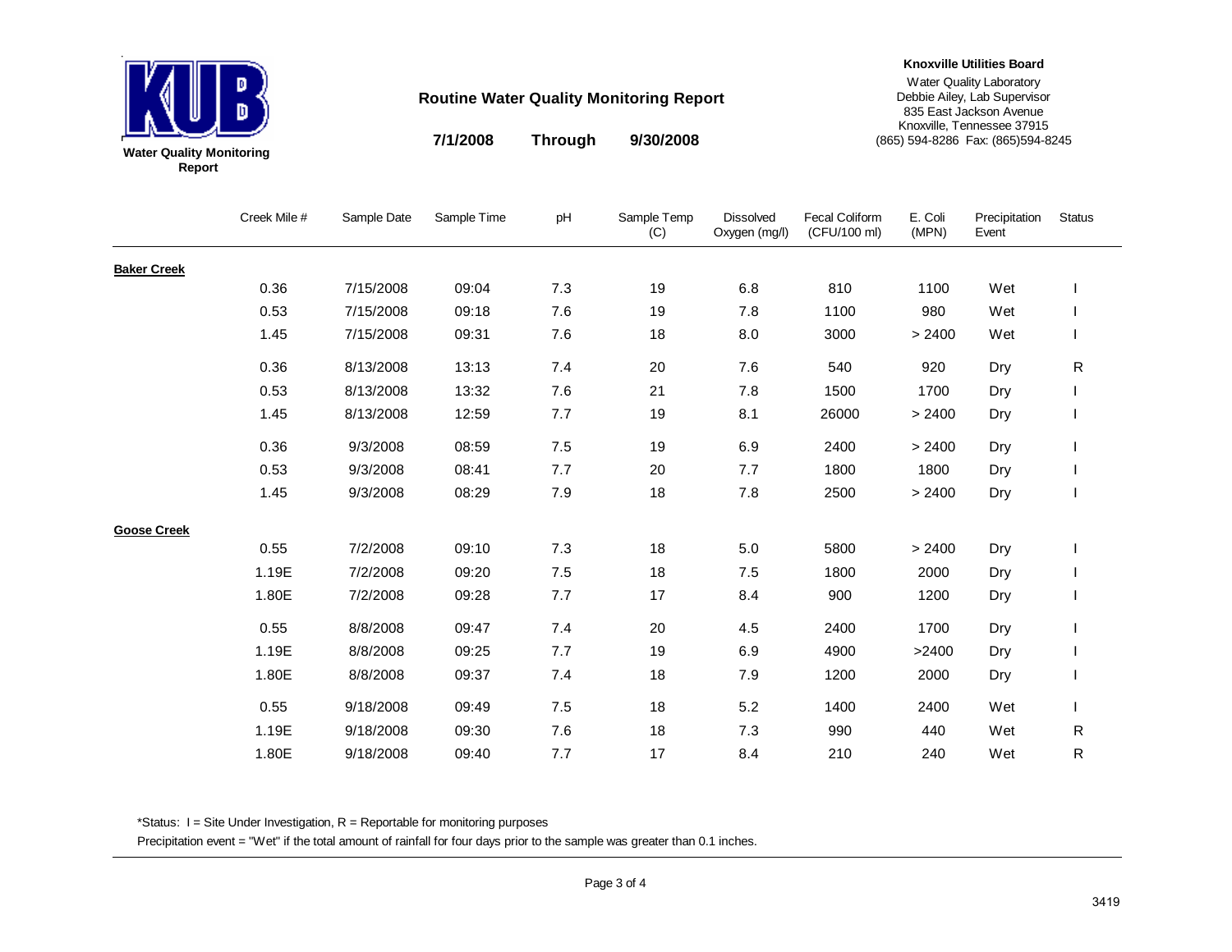**Knoxville Utilities Board**
Water Quality Laboratory
Debbie Ailey, Lab Supervisor
835 East Jackson Avenue
Knoxville, Tennessee 37915
(865) 594-8286 Fax: (865)594-8245

KUB
Water Quality Monitoring Report

## Routine Water Quality Monitoring Report

**7/1/2008 Through 9/30/2008**

| | Creek Mile # | Sample Date | Sample Time | pH | Sample Temp (C) | Dissolved Oxygen (mg/l) | Fecal Coliform (CFU/100 ml) | E. Coli (MPN) | Precipitation Event | Status |
|---|---|---|---|---|---|---|---|---|---|---|
| **Baker Creek** | | | | | | | | | | |
| | 0.36 | 7/15/2008 | 09:04 | 7.3 | 19 | 6.8 | 810 | 1100 | Wet | I |
| | 0.53 | 7/15/2008 | 09:18 | 7.6 | 19 | 7.8 | 1100 | 980 | Wet | I |
| | 1.45 | 7/15/2008 | 09:31 | 7.6 | 18 | 8.0 | 3000 | > 2400 | Wet | I |
| | 0.36 | 8/13/2008 | 13:13 | 7.4 | 20 | 7.6 | 540 | 920 | Dry | R |
| | 0.53 | 8/13/2008 | 13:32 | 7.6 | 21 | 7.8 | 1500 | 1700 | Dry | I |
| | 1.45 | 8/13/2008 | 12:59 | 7.7 | 19 | 8.1 | 26000 | > 2400 | Dry | I |
| | 0.36 | 9/3/2008 | 08:59 | 7.5 | 19 | 6.9 | 2400 | > 2400 | Dry | I |
| | 0.53 | 9/3/2008 | 08:41 | 7.7 | 20 | 7.7 | 1800 | 1800 | Dry | I |
| | 1.45 | 9/3/2008 | 08:29 | 7.9 | 18 | 7.8 | 2500 | > 2400 | Dry | I |
| **Goose Creek** | | | | | | | | | | |
| | 0.55 | 7/2/2008 | 09:10 | 7.3 | 18 | 5.0 | 5800 | > 2400 | Dry | I |
| | 1.19E | 7/2/2008 | 09:20 | 7.5 | 18 | 7.5 | 1800 | 2000 | Dry | I |
| | 1.80E | 7/2/2008 | 09:28 | 7.7 | 17 | 8.4 | 900 | 1200 | Dry | I |
| | 0.55 | 8/8/2008 | 09:47 | 7.4 | 20 | 4.5 | 2400 | 1700 | Dry | I |
| | 1.19E | 8/8/2008 | 09:25 | 7.7 | 19 | 6.9 | 4900 | >2400 | Dry | I |
| | 1.80E | 8/8/2008 | 09:37 | 7.4 | 18 | 7.9 | 1200 | 2000 | Dry | I |
| | 0.55 | 9/18/2008 | 09:49 | 7.5 | 18 | 5.2 | 1400 | 2400 | Wet | I |
| | 1.19E | 9/18/2008 | 09:30 | 7.6 | 18 | 7.3 | 990 | 440 | Wet | R |
| | 1.80E | 9/18/2008 | 09:40 | 7.7 | 17 | 8.4 | 210 | 240 | Wet | R |

*Status: I = Site Under Investigation, R = Reportable for monitoring purposes

Precipitation event = "Wet" if the total amount of rainfall for four days prior to the sample was greater than 0.1 inches.

3419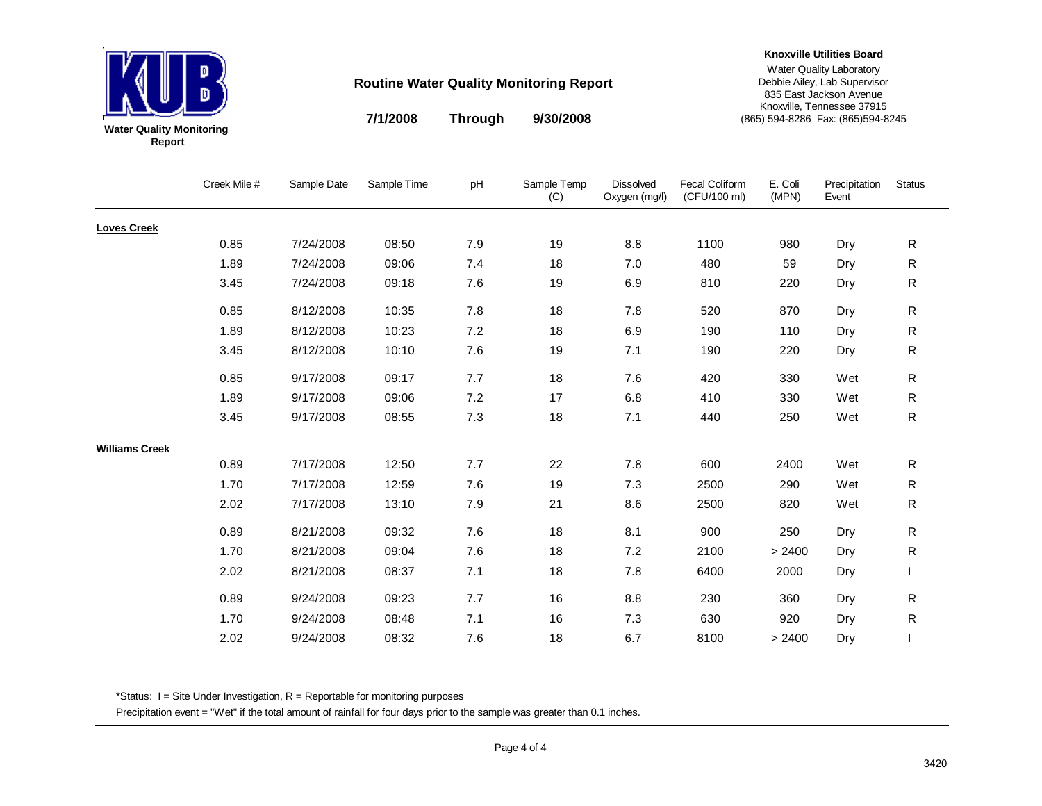**Water Quality Monitoring Report**

## Routine Water Quality Monitoring Report

**7/1/2008 Through 9/30/2008**

**Knoxville Utilities Board**
Water Quality Laboratory
Debbie Ailey, Lab Supervisor
835 East Jackson Avenue
Knoxville, Tennessee 37915
(865) 594-8286 Fax: (865)594-8245

| | Creek Mile # | Sample Date | Sample Time | pH | Sample Temp (C) | Dissolved Oxygen (mg/l) | Fecal Coliform (CFU/100 ml) | E. Coli (MPN) | Precipitation Event | Status |
|---|---|---|---|---|---|---|---|---|---|---|
| **Loves Creek** | | | | | | | | | | |
| | 0.85 | 7/24/2008 | 08:50 | 7.9 | 19 | 8.8 | 1100 | 980 | Dry | R |
| | 1.89 | 7/24/2008 | 09:06 | 7.4 | 18 | 7.0 | 480 | 59 | Dry | R |
| | 3.45 | 7/24/2008 | 09:18 | 7.6 | 19 | 6.9 | 810 | 220 | Dry | R |
| | 0.85 | 8/12/2008 | 10:35 | 7.8 | 18 | 7.8 | 520 | 870 | Dry | R |
| | 1.89 | 8/12/2008 | 10:23 | 7.2 | 18 | 6.9 | 190 | 110 | Dry | R |
| | 3.45 | 8/12/2008 | 10:10 | 7.6 | 19 | 7.1 | 190 | 220 | Dry | R |
| | 0.85 | 9/17/2008 | 09:17 | 7.7 | 18 | 7.6 | 420 | 330 | Wet | R |
| | 1.89 | 9/17/2008 | 09:06 | 7.2 | 17 | 6.8 | 410 | 330 | Wet | R |
| | 3.45 | 9/17/2008 | 08:55 | 7.3 | 18 | 7.1 | 440 | 250 | Wet | R |
| **Williams Creek** | | | | | | | | | | |
| | 0.89 | 7/17/2008 | 12:50 | 7.7 | 22 | 7.8 | 600 | 2400 | Wet | R |
| | 1.70 | 7/17/2008 | 12:59 | 7.6 | 19 | 7.3 | 2500 | 290 | Wet | R |
| | 2.02 | 7/17/2008 | 13:10 | 7.9 | 21 | 8.6 | 2500 | 820 | Wet | R |
| | 0.89 | 8/21/2008 | 09:32 | 7.6 | 18 | 8.1 | 900 | 250 | Dry | R |
| | 1.70 | 8/21/2008 | 09:04 | 7.6 | 18 | 7.2 | 2100 | > 2400 | Dry | R |
| | 2.02 | 8/21/2008 | 08:37 | 7.1 | 18 | 7.8 | 6400 | 2000 | Dry | I |
| | 0.89 | 9/24/2008 | 09:23 | 7.7 | 16 | 8.8 | 230 | 360 | Dry | R |
| | 1.70 | 9/24/2008 | 08:48 | 7.1 | 16 | 7.3 | 630 | 920 | Dry | R |
| | 2.02 | 9/24/2008 | 08:32 | 7.6 | 18 | 6.7 | 8100 | > 2400 | Dry | I |

*Status: I = Site Under Investigation, R = Reportable for monitoring purposes

Precipitation event = "Wet" if the total amount of rainfall for four days prior to the sample was greater than 0.1 inches.

3420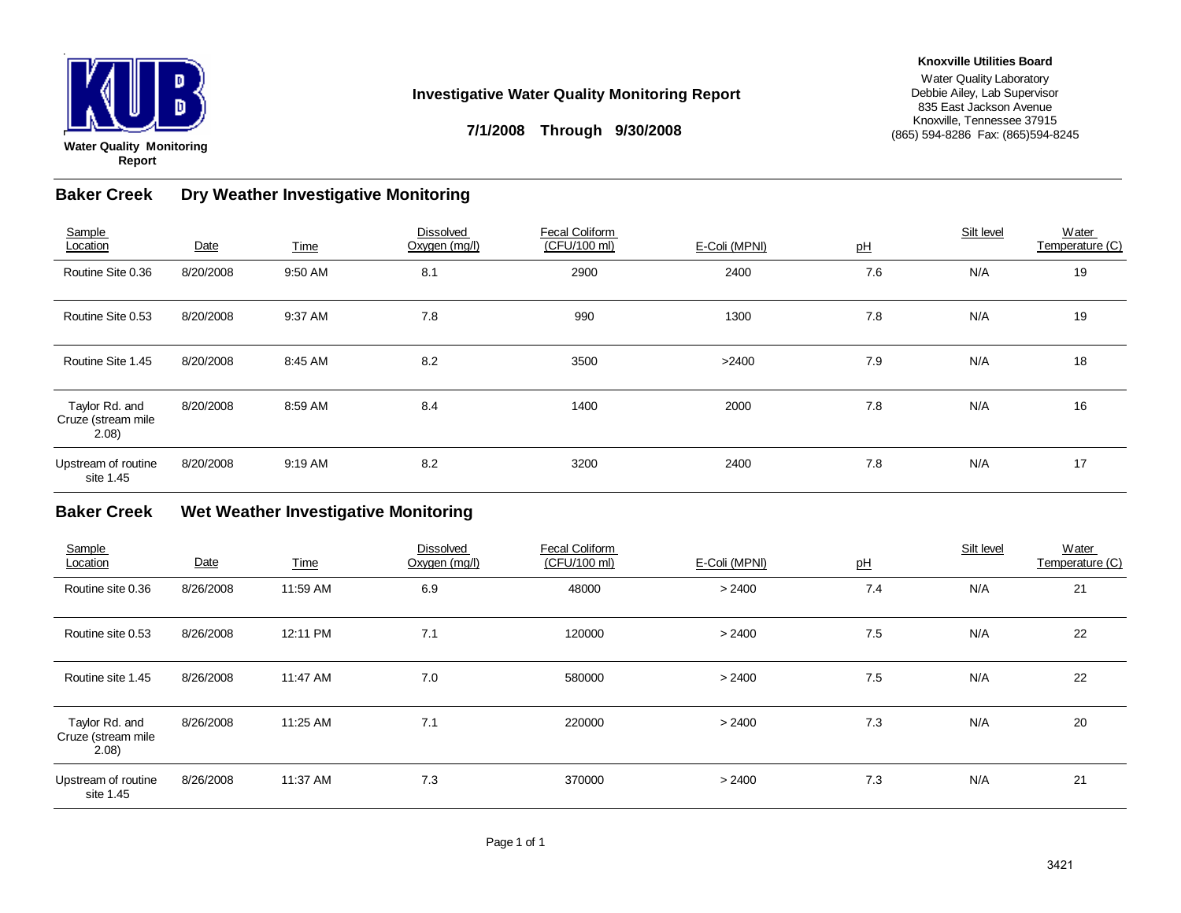**Water Quality Monitoring Report**

## Investigative Water Quality Monitoring Report

**7/1/2008 Through 9/30/2008**

**Knoxville Utilities Board**
Water Quality Laboratory
Debbie Ailey, Lab Supervisor
835 East Jackson Avenue
Knoxville, Tennessee 37915
(865) 594-8286 Fax: (865)594-8245

### Baker Creek — Dry Weather Investigative Monitoring

| Sample Location | Date | Time | Dissolved Oxygen (mg/l) | Fecal Coliform (CFU/100 ml) | E-Coli (MPNl) | pH | Silt level | Water Temperature (C) |
|---|---|---|---|---|---|---|---|---|
| Routine Site 0.36 | 8/20/2008 | 9:50 AM | 8.1 | 2900 | 2400 | 7.6 | N/A | 19 |
| Routine Site 0.53 | 8/20/2008 | 9:37 AM | 7.8 | 990 | 1300 | 7.8 | N/A | 19 |
| Routine Site 1.45 | 8/20/2008 | 8:45 AM | 8.2 | 3500 | >2400 | 7.9 | N/A | 18 |
| Taylor Rd. and Cruze (stream mile 2.08) | 8/20/2008 | 8:59 AM | 8.4 | 1400 | 2000 | 7.8 | N/A | 16 |
| Upstream of routine site 1.45 | 8/20/2008 | 9:19 AM | 8.2 | 3200 | 2400 | 7.8 | N/A | 17 |

### Baker Creek — Wet Weather Investigative Monitoring

| Sample Location | Date | Time | Dissolved Oxygen (mg/l) | Fecal Coliform (CFU/100 ml) | E-Coli (MPNl) | pH | Silt level | Water Temperature (C) |
|---|---|---|---|---|---|---|---|---|
| Routine site 0.36 | 8/26/2008 | 11:59 AM | 6.9 | 48000 | > 2400 | 7.4 | N/A | 21 |
| Routine site 0.53 | 8/26/2008 | 12:11 PM | 7.1 | 120000 | > 2400 | 7.5 | N/A | 22 |
| Routine site 1.45 | 8/26/2008 | 11:47 AM | 7.0 | 580000 | > 2400 | 7.5 | N/A | 22 |
| Taylor Rd. and Cruze (stream mile 2.08) | 8/26/2008 | 11:25 AM | 7.1 | 220000 | > 2400 | 7.3 | N/A | 20 |
| Upstream of routine site 1.45 | 8/26/2008 | 11:37 AM | 7.3 | 370000 | > 2400 | 7.3 | N/A | 21 |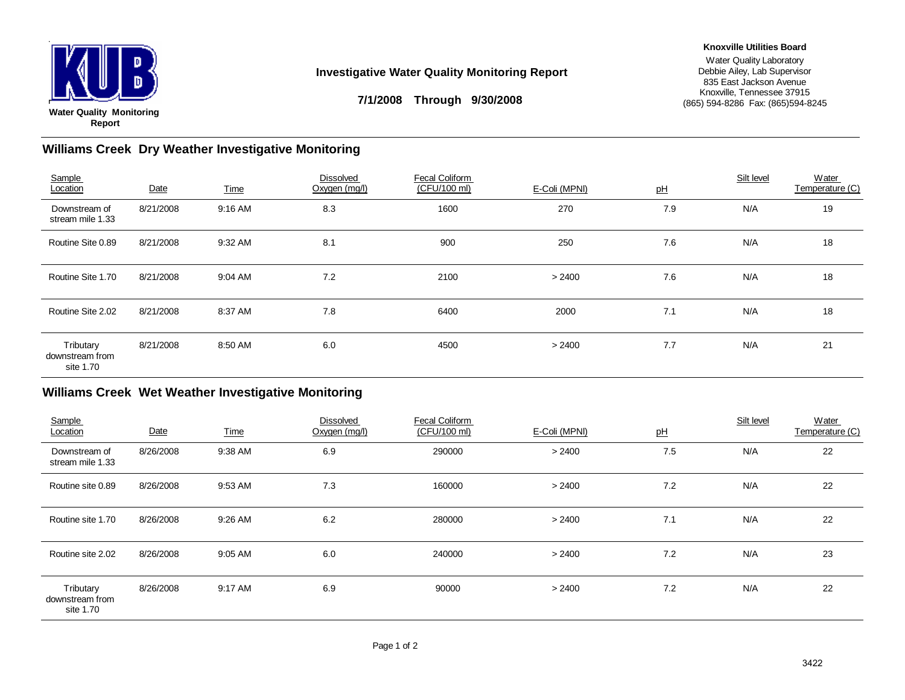**Water Quality Monitoring Report**

## Investigative Water Quality Monitoring Report

**7/1/2008 Through 9/30/2008**

**Knoxville Utilities Board**
Water Quality Laboratory
Debbie Ailey, Lab Supervisor
835 East Jackson Avenue
Knoxville, Tennessee 37915
(865) 594-8286 Fax: (865)594-8245

### Williams Creek Dry Weather Investigative Monitoring

| Sample Location | Date | Time | Dissolved Oxygen (mg/l) | Fecal Coliform (CFU/100 ml) | E-Coli (MPNl) | pH | Silt level | Water Temperature (C) |
|---|---|---|---|---|---|---|---|---|
| Downstream of stream mile 1.33 | 8/21/2008 | 9:16 AM | 8.3 | 1600 | 270 | 7.9 | N/A | 19 |
| Routine Site 0.89 | 8/21/2008 | 9:32 AM | 8.1 | 900 | 250 | 7.6 | N/A | 18 |
| Routine Site 1.70 | 8/21/2008 | 9:04 AM | 7.2 | 2100 | > 2400 | 7.6 | N/A | 18 |
| Routine Site 2.02 | 8/21/2008 | 8:37 AM | 7.8 | 6400 | 2000 | 7.1 | N/A | 18 |
| Tributary downstream from site 1.70 | 8/21/2008 | 8:50 AM | 6.0 | 4500 | > 2400 | 7.7 | N/A | 21 |

### Williams Creek Wet Weather Investigative Monitoring

| Sample Location | Date | Time | Dissolved Oxygen (mg/l) | Fecal Coliform (CFU/100 ml) | E-Coli (MPNl) | pH | Silt level | Water Temperature (C) |
|---|---|---|---|---|---|---|---|---|
| Downstream of stream mile 1.33 | 8/26/2008 | 9:38 AM | 6.9 | 290000 | > 2400 | 7.5 | N/A | 22 |
| Routine site 0.89 | 8/26/2008 | 9:53 AM | 7.3 | 160000 | > 2400 | 7.2 | N/A | 22 |
| Routine site 1.70 | 8/26/2008 | 9:26 AM | 6.2 | 280000 | > 2400 | 7.1 | N/A | 22 |
| Routine site 2.02 | 8/26/2008 | 9:05 AM | 6.0 | 240000 | > 2400 | 7.2 | N/A | 23 |
| Tributary downstream from site 1.70 | 8/26/2008 | 9:17 AM | 6.9 | 90000 | > 2400 | 7.2 | N/A | 22 |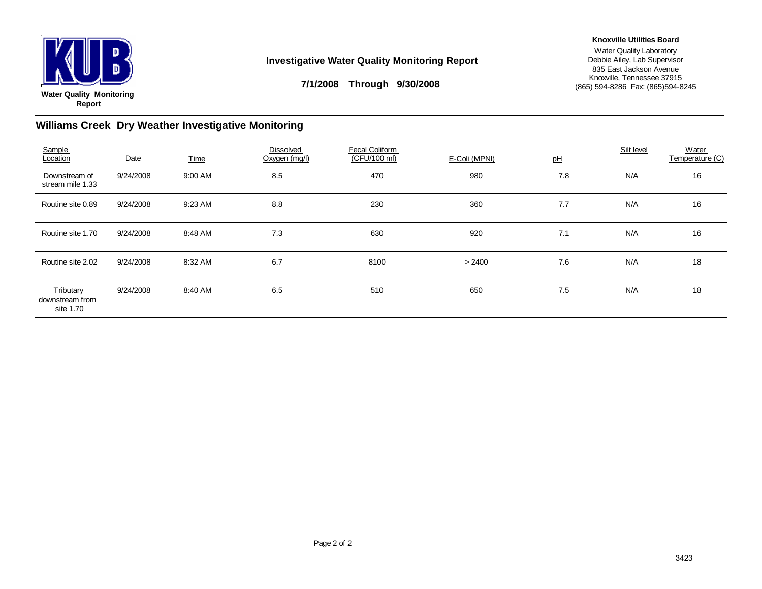Water Quality Monitoring Report

**Investigative Water Quality Monitoring Report**

**7/1/2008 Through 9/30/2008**

**Knoxville Utilities Board**

Water Quality Laboratory
Debbie Ailey, Lab Supervisor
835 East Jackson Avenue
Knoxville, Tennessee 37915
(865) 594-8286 Fax: (865)594-8245

## Williams Creek Dry Weather Investigative Monitoring

| Sample Location | Date | Time | Dissolved Oxygen (mg/l) | Fecal Coliform (CFU/100 ml) | E-Coli (MPNl) | pH | Silt level | Water Temperature (C) |
|---|---|---|---|---|---|---|---|---|
| Downstream of stream mile 1.33 | 9/24/2008 | 9:00 AM | 8.5 | 470 | 980 | 7.8 | N/A | 16 |
| Routine site 0.89 | 9/24/2008 | 9:23 AM | 8.8 | 230 | 360 | 7.7 | N/A | 16 |
| Routine site 1.70 | 9/24/2008 | 8:48 AM | 7.3 | 630 | 920 | 7.1 | N/A | 16 |
| Routine site 2.02 | 9/24/2008 | 8:32 AM | 6.7 | 8100 | > 2400 | 7.6 | N/A | 18 |
| Tributary downstream from site 1.70 | 9/24/2008 | 8:40 AM | 6.5 | 510 | 650 | 7.5 | N/A | 18 |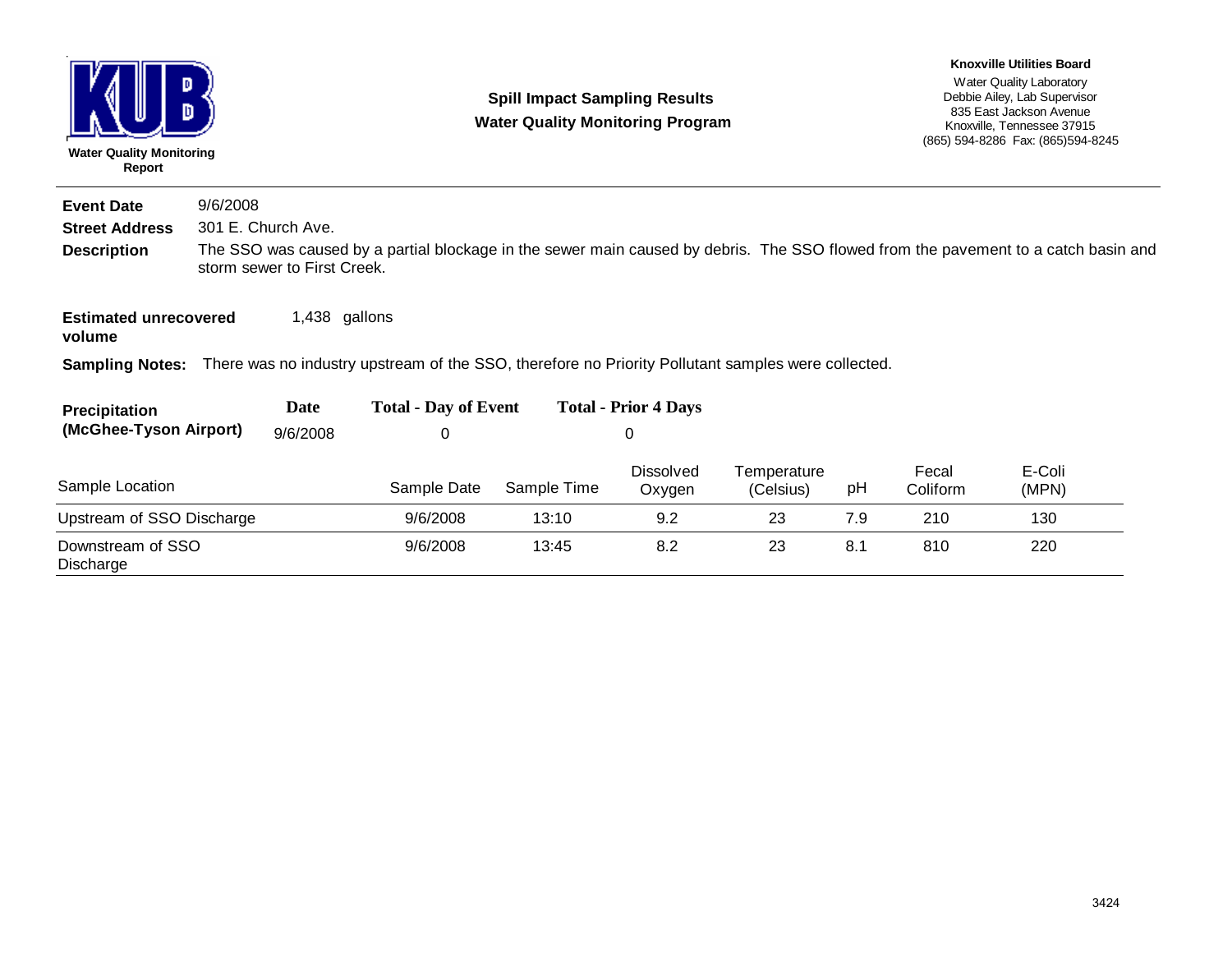**Water Quality Monitoring Report**

## Spill Impact Sampling Results
## Water Quality Monitoring Program

**Knoxville Utilities Board**
Water Quality Laboratory
Debbie Ailey, Lab Supervisor
835 East Jackson Avenue
Knoxville, Tennessee 37915
(865) 594-8286 Fax: (865)594-8245

---

**Event Date** 9/6/2008

**Street Address** 301 E. Church Ave.

**Description** The SSO was caused by a partial blockage in the sewer main caused by debris. The SSO flowed from the pavement to a catch basin and storm sewer to First Creek.

**Estimated unrecovered volume** 1,438 gallons

**Sampling Notes:** There was no industry upstream of the SSO, therefore no Priority Pollutant samples were collected.

| Precipitation (McGhee-Tyson Airport) | Date | Total - Day of Event | Total - Prior 4 Days |
|---|---|---|---|
| | 9/6/2008 | 0 | 0 |

| Sample Location | Sample Date | Sample Time | Dissolved Oxygen | Temperature (Celsius) | pH | Fecal Coliform | E-Coli (MPN) |
|---|---|---|---|---|---|---|---|
| Upstream of SSO Discharge | 9/6/2008 | 13:10 | 9.2 | 23 | 7.9 | 210 | 130 |
| Downstream of SSO Discharge | 9/6/2008 | 13:45 | 8.2 | 23 | 8.1 | 810 | 220 |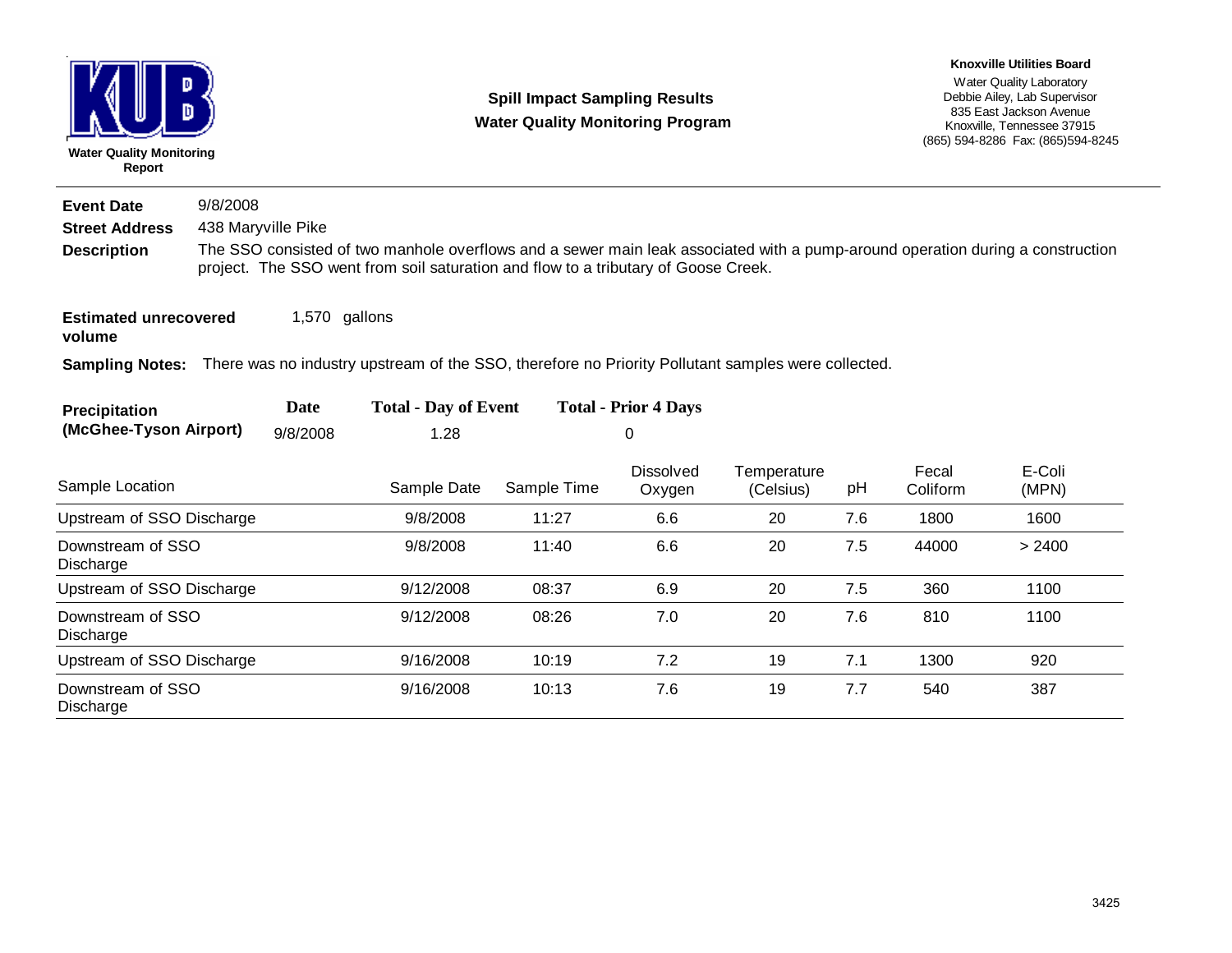**Water Quality Monitoring Report**

## Spill Impact Sampling Results
## Water Quality Monitoring Program

**Knoxville Utilities Board**
Water Quality Laboratory
Debbie Ailey, Lab Supervisor
835 East Jackson Avenue
Knoxville, Tennessee 37915
(865) 594-8286 Fax: (865)594-8245

**Event Date** 9/8/2008

**Street Address** 438 Maryville Pike

**Description** The SSO consisted of two manhole overflows and a sewer main leak associated with a pump-around operation during a construction project. The SSO went from soil saturation and flow to a tributary of Goose Creek.

**Estimated unrecovered volume** 1,570 gallons

**Sampling Notes:** There was no industry upstream of the SSO, therefore no Priority Pollutant samples were collected.

| Precipitation (McGhee-Tyson Airport) | Date | Total - Day of Event | Total - Prior 4 Days |
|---|---|---|---|
| | 9/8/2008 | 1.28 | 0 |

| Sample Location | Sample Date | Sample Time | Dissolved Oxygen | Temperature (Celsius) | pH | Fecal Coliform | E-Coli (MPN) |
|---|---|---|---|---|---|---|---|
| Upstream of SSO Discharge | 9/8/2008 | 11:27 | 6.6 | 20 | 7.6 | 1800 | 1600 |
| Downstream of SSO Discharge | 9/8/2008 | 11:40 | 6.6 | 20 | 7.5 | 44000 | > 2400 |
| Upstream of SSO Discharge | 9/12/2008 | 08:37 | 6.9 | 20 | 7.5 | 360 | 1100 |
| Downstream of SSO Discharge | 9/12/2008 | 08:26 | 7.0 | 20 | 7.6 | 810 | 1100 |
| Upstream of SSO Discharge | 9/16/2008 | 10:19 | 7.2 | 19 | 7.1 | 1300 | 920 |
| Downstream of SSO Discharge | 9/16/2008 | 10:13 | 7.6 | 19 | 7.7 | 540 | 387 |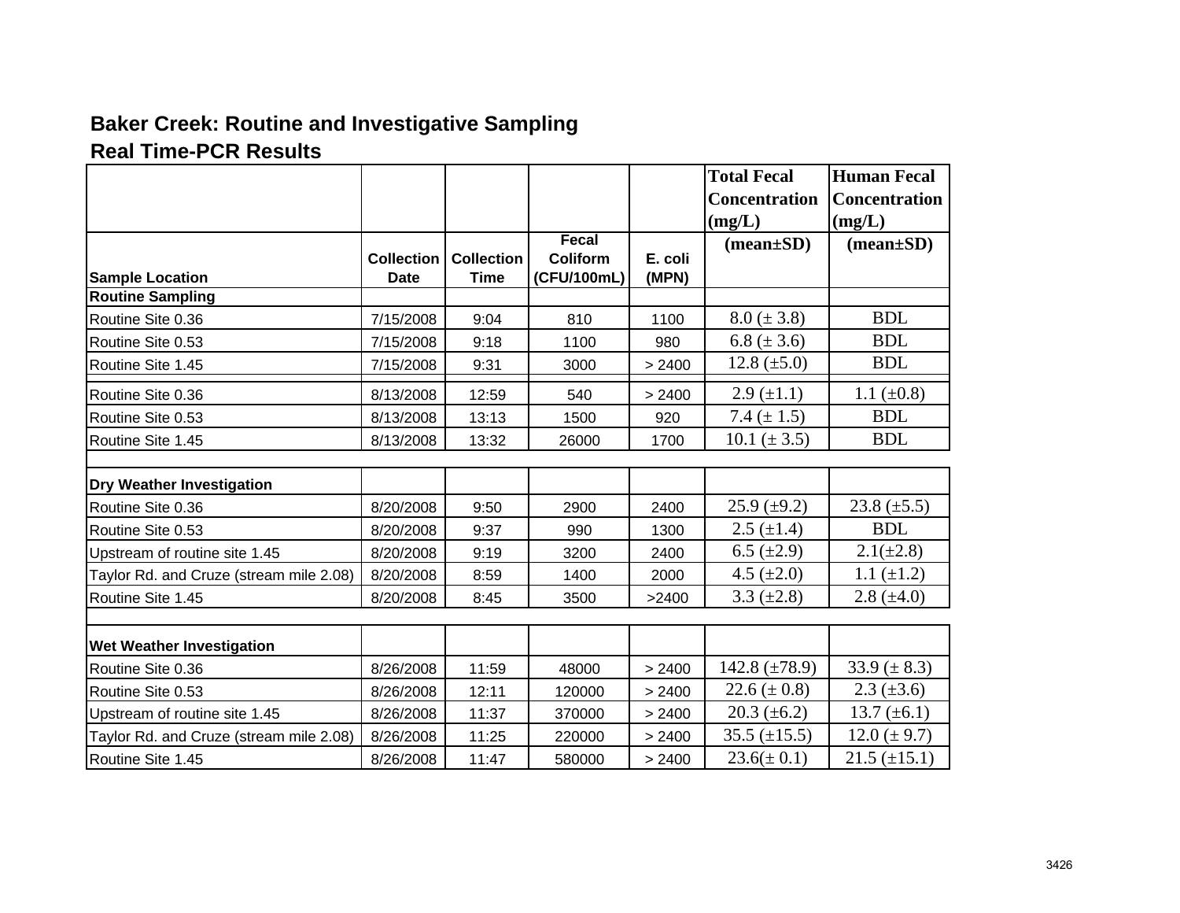## Baker Creek: Routine and Investigative Sampling

## Real Time-PCR Results

| Sample Location | Collection Date | Collection Time | Fecal Coliform (CFU/100mL) | E. coli (MPN) | Total Fecal Concentration (mg/L) (mean±SD) | Human Fecal Concentration (mg/L) (mean±SD) |
|---|---|---|---|---|---|---|
| **Routine Sampling** | | | | | | |
| Routine Site 0.36 | 7/15/2008 | 9:04 | 810 | 1100 | 8.0 (± 3.8) | BDL |
| Routine Site 0.53 | 7/15/2008 | 9:18 | 1100 | 980 | 6.8 (± 3.6) | BDL |
| Routine Site 1.45 | 7/15/2008 | 9:31 | 3000 | > 2400 | 12.8 (±5.0) | BDL |
| Routine Site 0.36 | 8/13/2008 | 12:59 | 540 | > 2400 | 2.9 (±1.1) | 1.1 (±0.8) |
| Routine Site 0.53 | 8/13/2008 | 13:13 | 1500 | 920 | 7.4 (± 1.5) | BDL |
| Routine Site 1.45 | 8/13/2008 | 13:32 | 26000 | 1700 | 10.1 (± 3.5) | BDL |
| | | | | | | |
| **Dry Weather Investigation** | | | | | | |
| Routine Site 0.36 | 8/20/2008 | 9:50 | 2900 | 2400 | 25.9 (±9.2) | 23.8 (±5.5) |
| Routine Site 0.53 | 8/20/2008 | 9:37 | 990 | 1300 | 2.5 (±1.4) | BDL |
| Upstream of routine site 1.45 | 8/20/2008 | 9:19 | 3200 | 2400 | 6.5 (±2.9) | 2.1(±2.8) |
| Taylor Rd. and Cruze (stream mile 2.08) | 8/20/2008 | 8:59 | 1400 | 2000 | 4.5 (±2.0) | 1.1 (±1.2) |
| Routine Site 1.45 | 8/20/2008 | 8:45 | 3500 | >2400 | 3.3 (±2.8) | 2.8 (±4.0) |
| | | | | | | |
| **Wet Weather Investigation** | | | | | | |
| Routine Site 0.36 | 8/26/2008 | 11:59 | 48000 | > 2400 | 142.8 (±78.9) | 33.9 (± 8.3) |
| Routine Site 0.53 | 8/26/2008 | 12:11 | 120000 | > 2400 | 22.6 (± 0.8) | 2.3 (±3.6) |
| Upstream of routine site 1.45 | 8/26/2008 | 11:37 | 370000 | > 2400 | 20.3 (±6.2) | 13.7 (±6.1) |
| Taylor Rd. and Cruze (stream mile 2.08) | 8/26/2008 | 11:25 | 220000 | > 2400 | 35.5 (±15.5) | 12.0 (± 9.7) |
| Routine Site 1.45 | 8/26/2008 | 11:47 | 580000 | > 2400 | 23.6(± 0.1) | 21.5 (±15.1) |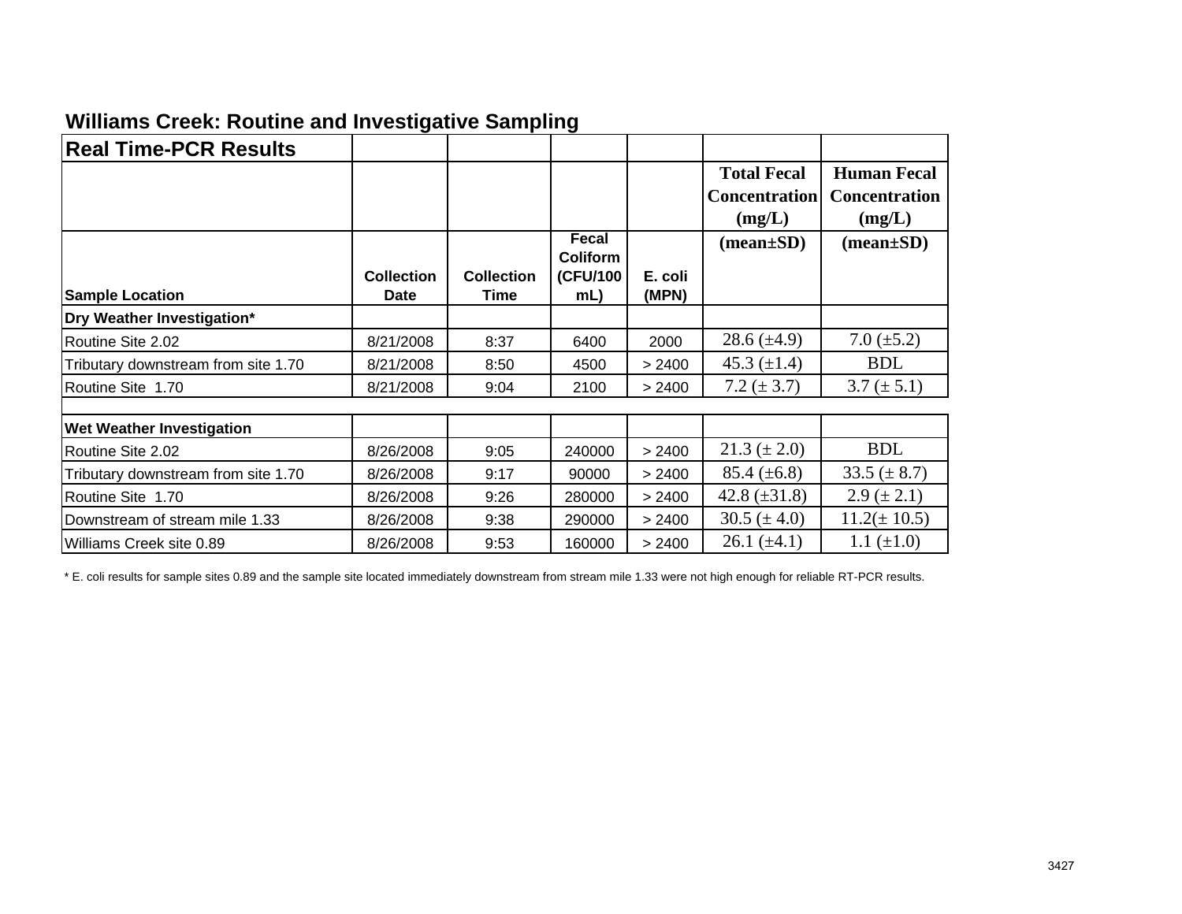## Williams Creek: Routine and Investigative Sampling

| Real Time-PCR Results | | | | | Total Fecal Concentration (mg/L) | Human Fecal Concentration (mg/L) |
|---|---|---|---|---|---|---|
| **Sample Location** | **Collection Date** | **Collection Time** | **Fecal Coliform (CFU/100 mL)** | **E. coli (MPN)** | **(mean±SD)** | **(mean±SD)** |
| **Dry Weather Investigation*** | | | | | | |
| Routine Site 2.02 | 8/21/2008 | 8:37 | 6400 | 2000 | 28.6 (±4.9) | 7.0 (±5.2) |
| Tributary downstream from site 1.70 | 8/21/2008 | 8:50 | 4500 | > 2400 | 45.3 (±1.4) | BDL |
| Routine Site 1.70 | 8/21/2008 | 9:04 | 2100 | > 2400 | 7.2 (± 3.7) | 3.7 (± 5.1) |
| | | | | | | |
| **Wet Weather Investigation** | | | | | | |
| Routine Site 2.02 | 8/26/2008 | 9:05 | 240000 | > 2400 | 21.3 (± 2.0) | BDL |
| Tributary downstream from site 1.70 | 8/26/2008 | 9:17 | 90000 | > 2400 | 85.4 (±6.8) | 33.5 (± 8.7) |
| Routine Site 1.70 | 8/26/2008 | 9:26 | 280000 | > 2400 | 42.8 (±31.8) | 2.9 (± 2.1) |
| Downstream of stream mile 1.33 | 8/26/2008 | 9:38 | 290000 | > 2400 | 30.5 (± 4.0) | 11.2(± 10.5) |
| Williams Creek site 0.89 | 8/26/2008 | 9:53 | 160000 | > 2400 | 26.1 (±4.1) | 1.1 (±1.0) |

* E. coli results for sample sites 0.89 and the sample site located immediately downstream from stream mile 1.33 were not high enough for reliable RT-PCR results.